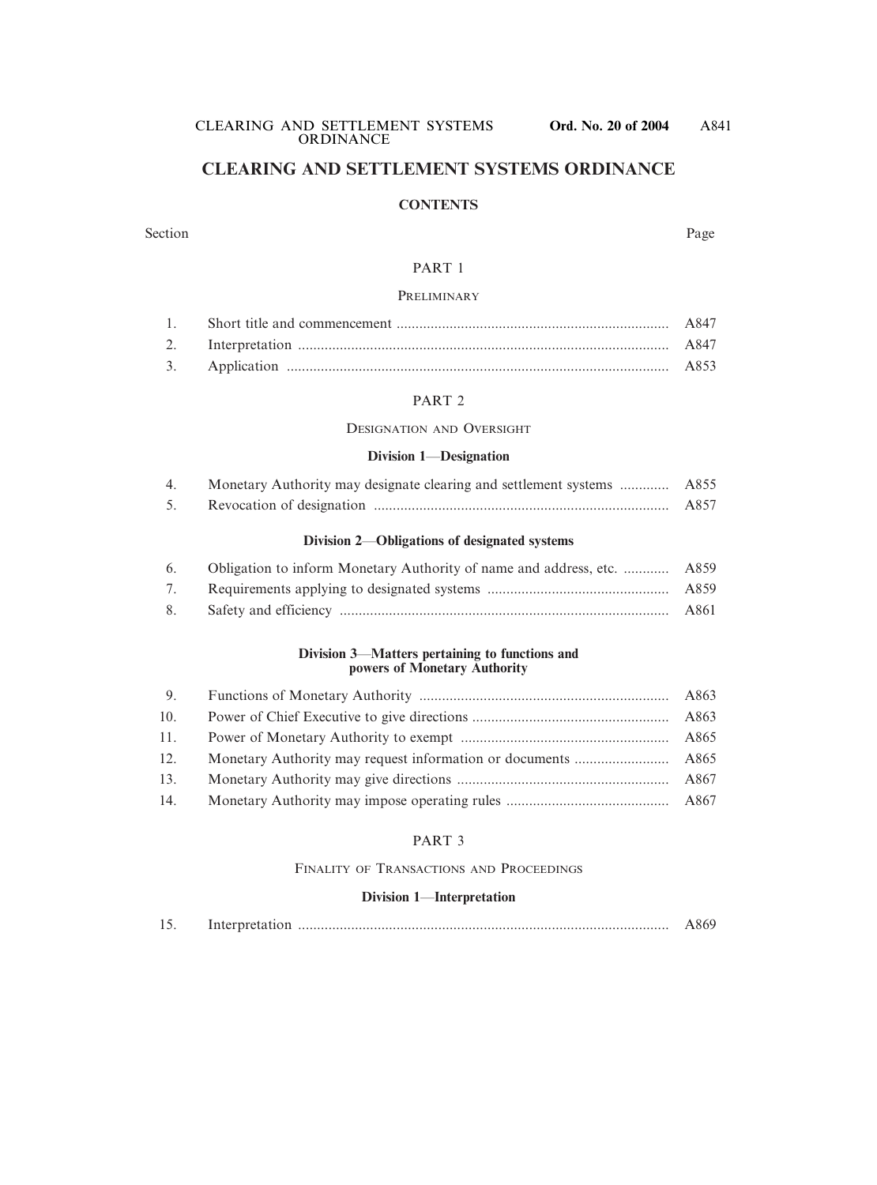# CLEARING AND SETTLEMENT SYSTEMS ORDINANCE

## CONTENTS

| Section | | Page |
|---|---|---|
| | **PART 1** | |
| | PRELIMINARY | |
| 1. | Short title and commencement | A847 |
| 2. | Interpretation | A847 |
| 3. | Application | A853 |
| | **PART 2** | |
| | DESIGNATION AND OVERSIGHT | |
| | **Division 1—Designation** | |
| 4. | Monetary Authority may designate clearing and settlement systems | A855 |
| 5. | Revocation of designation | A857 |
| | **Division 2—Obligations of designated systems** | |
| 6. | Obligation to inform Monetary Authority of name and address, etc. | A859 |
| 7. | Requirements applying to designated systems | A859 |
| 8. | Safety and efficiency | A861 |
| | **Division 3—Matters pertaining to functions and powers of Monetary Authority** | |
| 9. | Functions of Monetary Authority | A863 |
| 10. | Power of Chief Executive to give directions | A863 |
| 11. | Power of Monetary Authority to exempt | A865 |
| 12. | Monetary Authority may request information or documents | A865 |
| 13. | Monetary Authority may give directions | A867 |
| 14. | Monetary Authority may impose operating rules | A867 |
| | **PART 3** | |
| | FINALITY OF TRANSACTIONS AND PROCEEDINGS | |
| | **Division 1—Interpretation** | |
| 15. | Interpretation | A869 |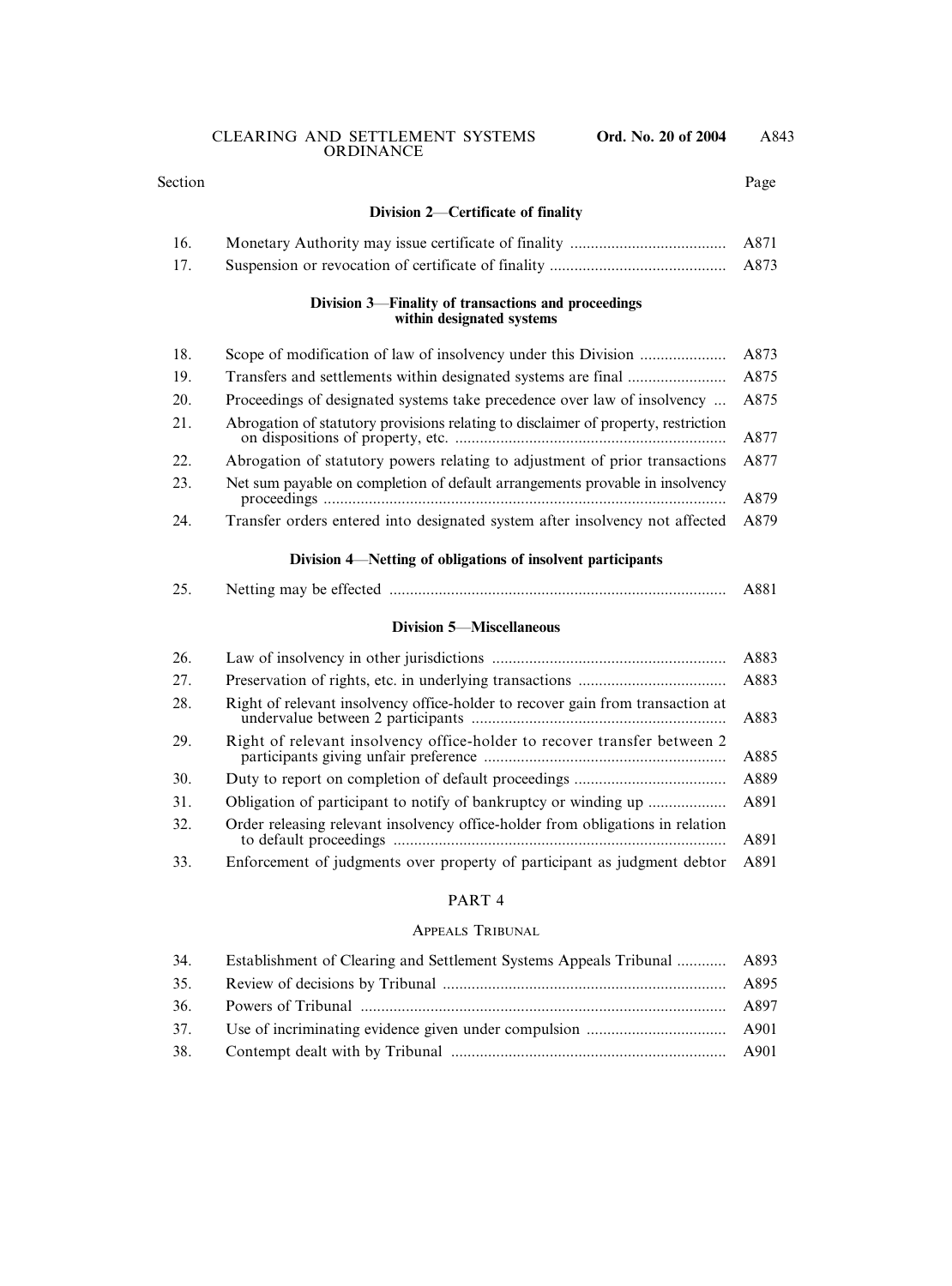| Section | | Page |
|---|---|---|
| | **Division 2—Certificate of finality** | |
| 16. | Monetary Authority may issue certificate of finality | A871 |
| 17. | Suspension or revocation of certificate of finality | A873 |
| | **Division 3—Finality of transactions and proceedings within designated systems** | |
| 18. | Scope of modification of law of insolvency under this Division | A873 |
| 19. | Transfers and settlements within designated systems are final | A875 |
| 20. | Proceedings of designated systems take precedence over law of insolvency | A875 |
| 21. | Abrogation of statutory provisions relating to disclaimer of property, restriction on dispositions of property, etc. | A877 |
| 22. | Abrogation of statutory powers relating to adjustment of prior transactions | A877 |
| 23. | Net sum payable on completion of default arrangements provable in insolvency proceedings | A879 |
| 24. | Transfer orders entered into designated system after insolvency not affected | A879 |
| | **Division 4—Netting of obligations of insolvent participants** | |
| 25. | Netting may be effected | A881 |
| | **Division 5—Miscellaneous** | |
| 26. | Law of insolvency in other jurisdictions | A883 |
| 27. | Preservation of rights, etc. in underlying transactions | A883 |
| 28. | Right of relevant insolvency office-holder to recover gain from transaction at undervalue between 2 participants | A883 |
| 29. | Right of relevant insolvency office-holder to recover transfer between 2 participants giving unfair preference | A885 |
| 30. | Duty to report on completion of default proceedings | A889 |
| 31. | Obligation of participant to notify of bankruptcy or winding up | A891 |
| 32. | Order releasing relevant insolvency office-holder from obligations in relation to default proceedings | A891 |
| 33. | Enforcement of judgments over property of participant as judgment debtor | A891 |
| | PART 4 | |
| | APPEALS TRIBUNAL | |
| 34. | Establishment of Clearing and Settlement Systems Appeals Tribunal | A893 |
| 35. | Review of decisions by Tribunal | A895 |
| 36. | Powers of Tribunal | A897 |
| 37. | Use of incriminating evidence given under compulsion | A901 |
| 38. | Contempt dealt with by Tribunal | A901 |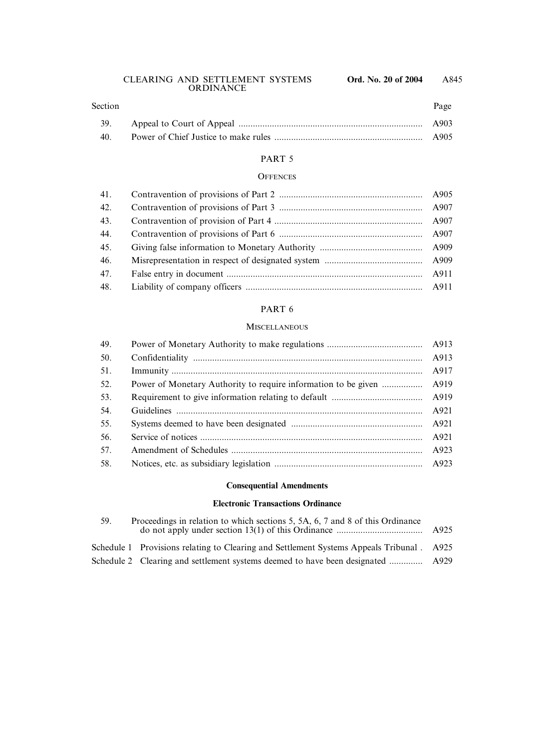| Section | | Page |
|---|---|---|
| 39. | Appeal to Court of Appeal | A903 |
| 40. | Power of Chief Justice to make rules | A905 |

PART 5

OFFENCES

| | | |
|---|---|---|
| 41. | Contravention of provisions of Part 2 | A905 |
| 42. | Contravention of provisions of Part 3 | A907 |
| 43. | Contravention of provision of Part 4 | A907 |
| 44. | Contravention of provisions of Part 6 | A907 |
| 45. | Giving false information to Monetary Authority | A909 |
| 46. | Misrepresentation in respect of designated system | A909 |
| 47. | False entry in document | A911 |
| 48. | Liability of company officers | A911 |

PART 6

MISCELLANEOUS

| | | |
|---|---|---|
| 49. | Power of Monetary Authority to make regulations | A913 |
| 50. | Confidentiality | A913 |
| 51. | Immunity | A917 |
| 52. | Power of Monetary Authority to require information to be given | A919 |
| 53. | Requirement to give information relating to default | A919 |
| 54. | Guidelines | A921 |
| 55. | Systems deemed to have been designated | A921 |
| 56. | Service of notices | A921 |
| 57. | Amendment of Schedules | A923 |
| 58. | Notices, etc. as subsidiary legislation | A923 |

**Consequential Amendments**

**Electronic Transactions Ordinance**

| | | |
|---|---|---|
| 59. | Proceedings in relation to which sections 5, 5A, 6, 7 and 8 of this Ordinance do not apply under section 13(1) of this Ordinance | A925 |
| Schedule 1 | Provisions relating to Clearing and Settlement Systems Appeals Tribunal | A925 |
| Schedule 2 | Clearing and settlement systems deemed to have been designated | A929 |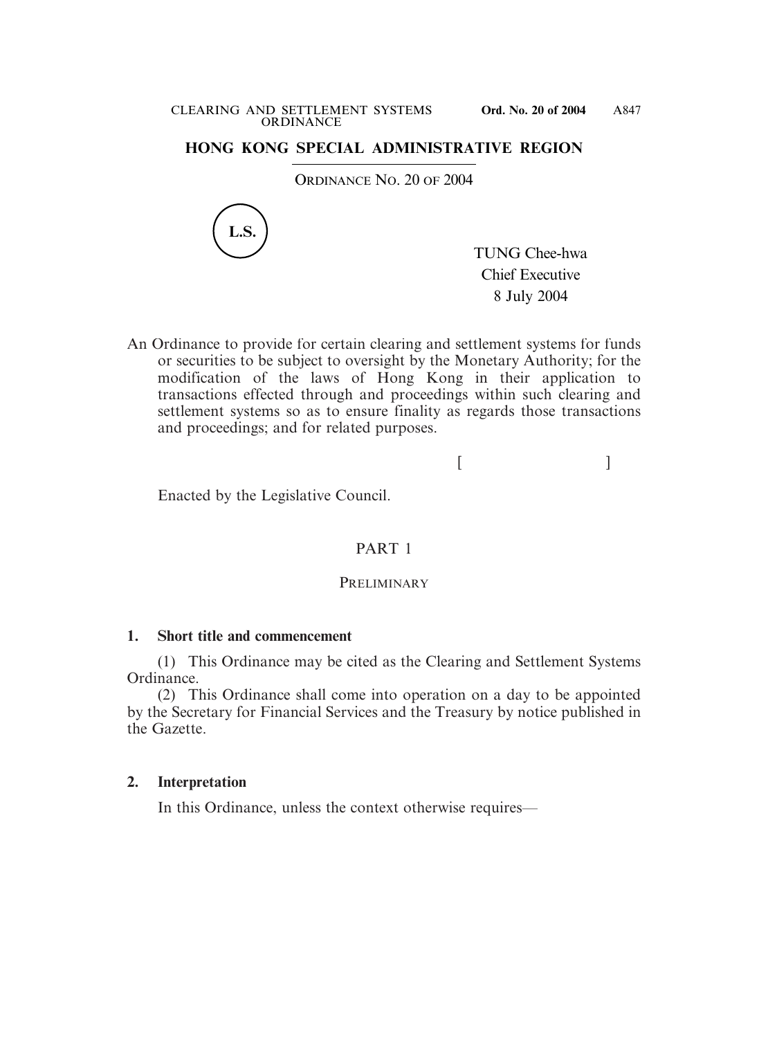# HONG KONG SPECIAL ADMINISTRATIVE REGION

ORDINANCE NO. 20 OF 2004

L.S.

TUNG Chee-hwa
Chief Executive
8 July 2004

An Ordinance to provide for certain clearing and settlement systems for funds or securities to be subject to oversight by the Monetary Authority; for the modification of the laws of Hong Kong in their application to transactions effected through and proceedings within such clearing and settlement systems so as to ensure finality as regards those transactions and proceedings; and for related purposes.

[ ]

Enacted by the Legislative Council.

## PART 1

### PRELIMINARY

**1. Short title and commencement**

(1) This Ordinance may be cited as the Clearing and Settlement Systems Ordinance.

(2) This Ordinance shall come into operation on a day to be appointed by the Secretary for Financial Services and the Treasury by notice published in the Gazette.

**2. Interpretation**

In this Ordinance, unless the context otherwise requires—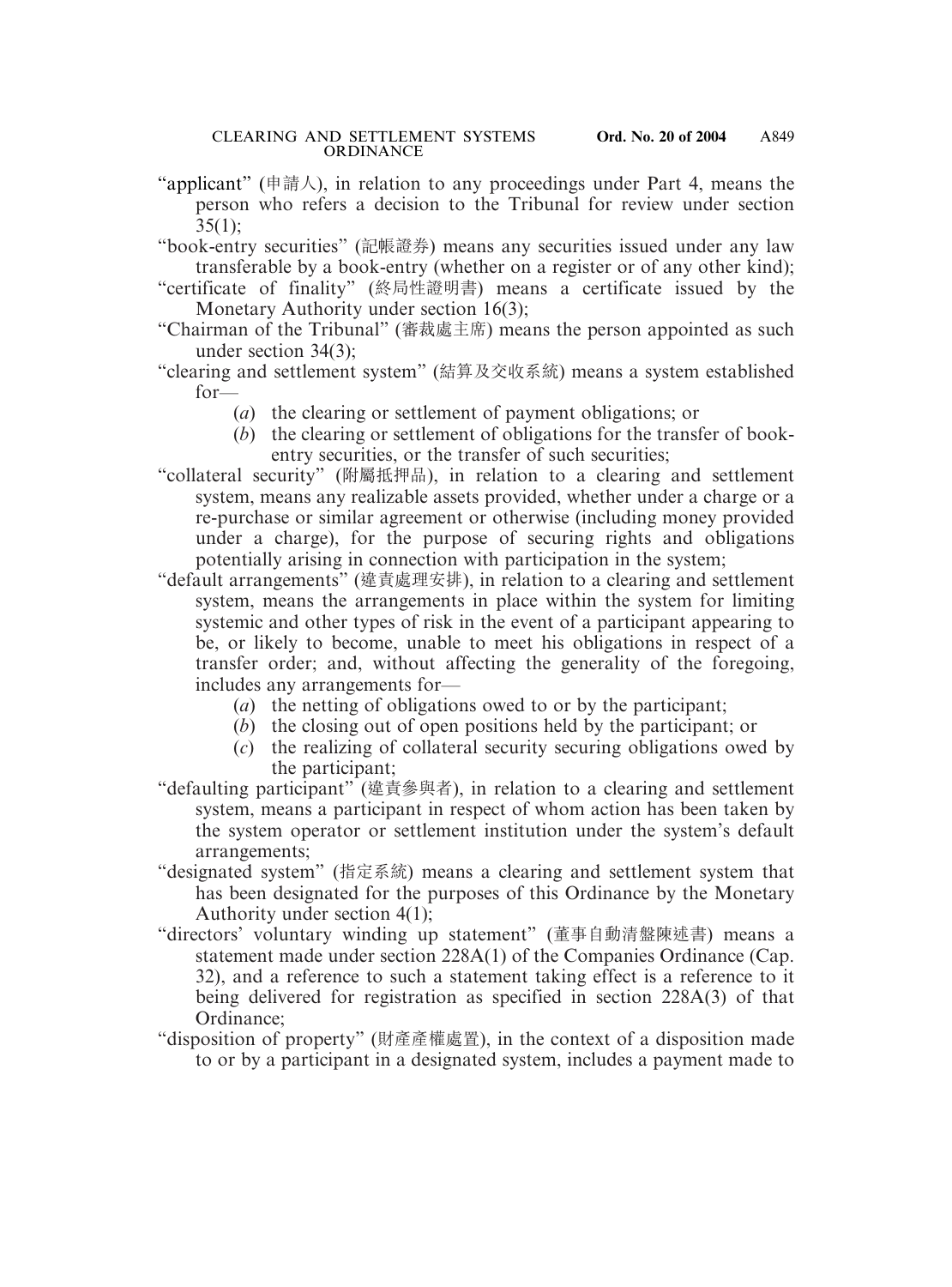"applicant" (申請人), in relation to any proceedings under Part 4, means the person who refers a decision to the Tribunal for review under section 35(1);

"book-entry securities" (記帳證券) means any securities issued under any law transferable by a book-entry (whether on a register or of any other kind);

"certificate of finality" (終局性證明書) means a certificate issued by the Monetary Authority under section 16(3);

"Chairman of the Tribunal" (審裁處主席) means the person appointed as such under section 34(3);

"clearing and settlement system" (結算及交收系統) means a system established for—

(*a*) the clearing or settlement of payment obligations; or

(*b*) the clearing or settlement of obligations for the transfer of book-entry securities, or the transfer of such securities;

"collateral security" (附屬抵押品), in relation to a clearing and settlement system, means any realizable assets provided, whether under a charge or a re-purchase or similar agreement or otherwise (including money provided under a charge), for the purpose of securing rights and obligations potentially arising in connection with participation in the system;

"default arrangements" (違責處理安排), in relation to a clearing and settlement system, means the arrangements in place within the system for limiting systemic and other types of risk in the event of a participant appearing to be, or likely to become, unable to meet his obligations in respect of a transfer order; and, without affecting the generality of the foregoing, includes any arrangements for—

(*a*) the netting of obligations owed to or by the participant;

(*b*) the closing out of open positions held by the participant; or

(*c*) the realizing of collateral security securing obligations owed by the participant;

"defaulting participant" (違責參與者), in relation to a clearing and settlement system, means a participant in respect of whom action has been taken by the system operator or settlement institution under the system's default arrangements;

"designated system" (指定系統) means a clearing and settlement system that has been designated for the purposes of this Ordinance by the Monetary Authority under section 4(1);

"directors' voluntary winding up statement" (董事自動清盤陳述書) means a statement made under section 228A(1) of the Companies Ordinance (Cap. 32), and a reference to such a statement taking effect is a reference to it being delivered for registration as specified in section 228A(3) of that Ordinance;

"disposition of property" (財產產權處置), in the context of a disposition made to or by a participant in a designated system, includes a payment made to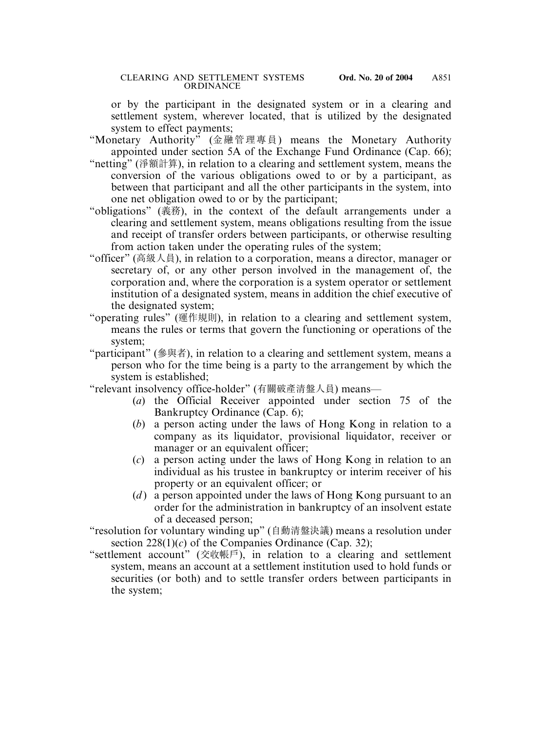or by the participant in the designated system or in a clearing and settlement system, wherever located, that is utilized by the designated system to effect payments;

"Monetary Authority" (金融管理專員) means the Monetary Authority appointed under section 5A of the Exchange Fund Ordinance (Cap. 66);

"netting" (淨額計算), in relation to a clearing and settlement system, means the conversion of the various obligations owed to or by a participant, as between that participant and all the other participants in the system, into one net obligation owed to or by the participant;

"obligations" (義務), in the context of the default arrangements under a clearing and settlement system, means obligations resulting from the issue and receipt of transfer orders between participants, or otherwise resulting from action taken under the operating rules of the system;

"officer" (高級人員), in relation to a corporation, means a director, manager or secretary of, or any other person involved in the management of, the corporation and, where the corporation is a system operator or settlement institution of a designated system, means in addition the chief executive of the designated system;

"operating rules" (運作規則), in relation to a clearing and settlement system, means the rules or terms that govern the functioning or operations of the system;

"participant" (參與者), in relation to a clearing and settlement system, means a person who for the time being is a party to the arrangement by which the system is established;

"relevant insolvency office-holder" (有關破產清盤人員) means—

(*a*) the Official Receiver appointed under section 75 of the Bankruptcy Ordinance (Cap. 6);

(*b*) a person acting under the laws of Hong Kong in relation to a company as its liquidator, provisional liquidator, receiver or manager or an equivalent officer;

(*c*) a person acting under the laws of Hong Kong in relation to an individual as his trustee in bankruptcy or interim receiver of his property or an equivalent officer; or

(*d*) a person appointed under the laws of Hong Kong pursuant to an order for the administration in bankruptcy of an insolvent estate of a deceased person;

"resolution for voluntary winding up" (自動清盤決議) means a resolution under section 228(1)(*c*) of the Companies Ordinance (Cap. 32);

"settlement account" (交收帳戶), in relation to a clearing and settlement system, means an account at a settlement institution used to hold funds or securities (or both) and to settle transfer orders between participants in the system;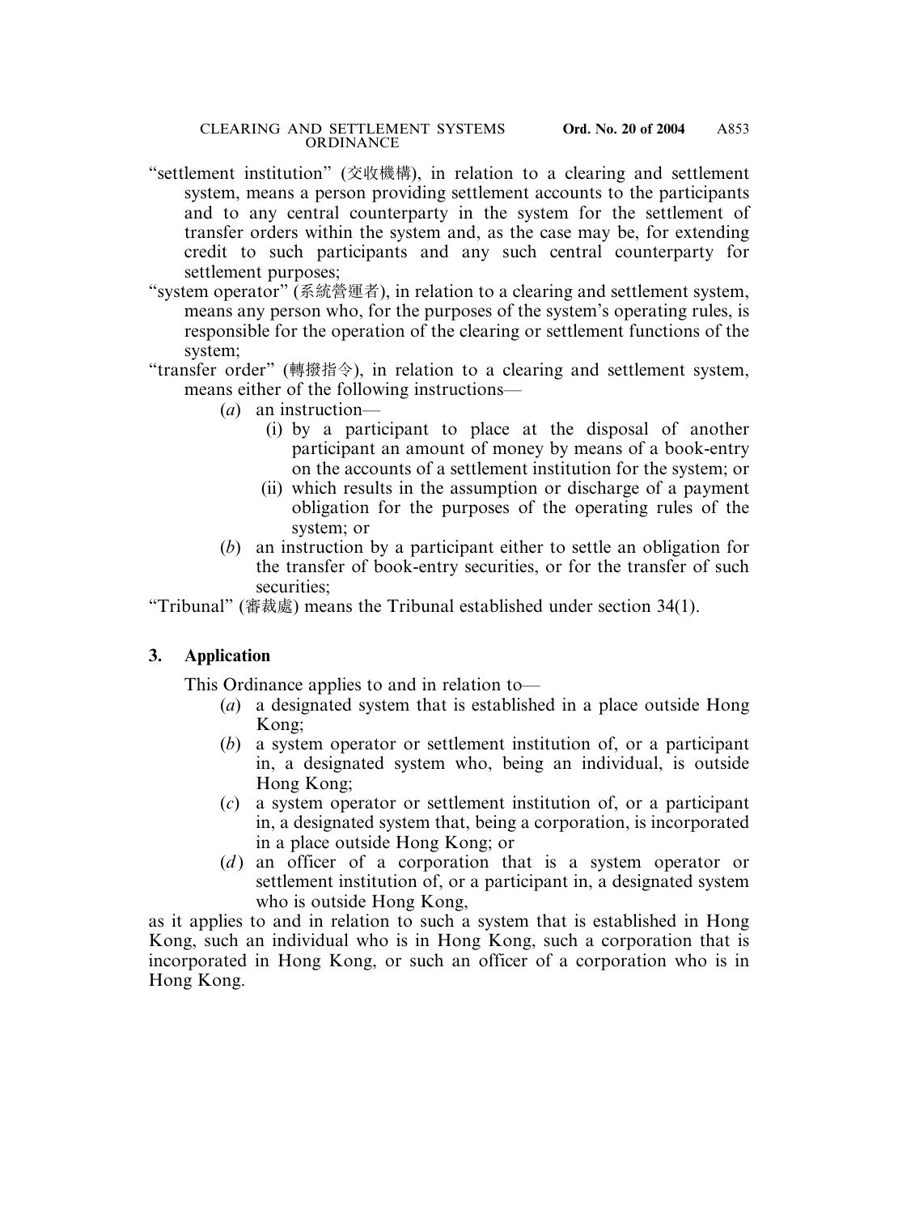"settlement institution" (交收機構), in relation to a clearing and settlement system, means a person providing settlement accounts to the participants and to any central counterparty in the system for the settlement of transfer orders within the system and, as the case may be, for extending credit to such participants and any such central counterparty for settlement purposes;

"system operator" (系統營運者), in relation to a clearing and settlement system, means any person who, for the purposes of the system's operating rules, is responsible for the operation of the clearing or settlement functions of the system;

"transfer order" (轉撥指令), in relation to a clearing and settlement system, means either of the following instructions—

- (*a*) an instruction—
  - (i) by a participant to place at the disposal of another participant an amount of money by means of a book-entry on the accounts of a settlement institution for the system; or
  - (ii) which results in the assumption or discharge of a payment obligation for the purposes of the operating rules of the system; or
- (*b*) an instruction by a participant either to settle an obligation for the transfer of book-entry securities, or for the transfer of such securities;

"Tribunal" (審裁處) means the Tribunal established under section 34(1).

**3. Application**

This Ordinance applies to and in relation to—

- (*a*) a designated system that is established in a place outside Hong Kong;
- (*b*) a system operator or settlement institution of, or a participant in, a designated system who, being an individual, is outside Hong Kong;
- (*c*) a system operator or settlement institution of, or a participant in, a designated system that, being a corporation, is incorporated in a place outside Hong Kong; or
- (*d*) an officer of a corporation that is a system operator or settlement institution of, or a participant in, a designated system who is outside Hong Kong,

as it applies to and in relation to such a system that is established in Hong Kong, such an individual who is in Hong Kong, such a corporation that is incorporated in Hong Kong, or such an officer of a corporation who is in Hong Kong.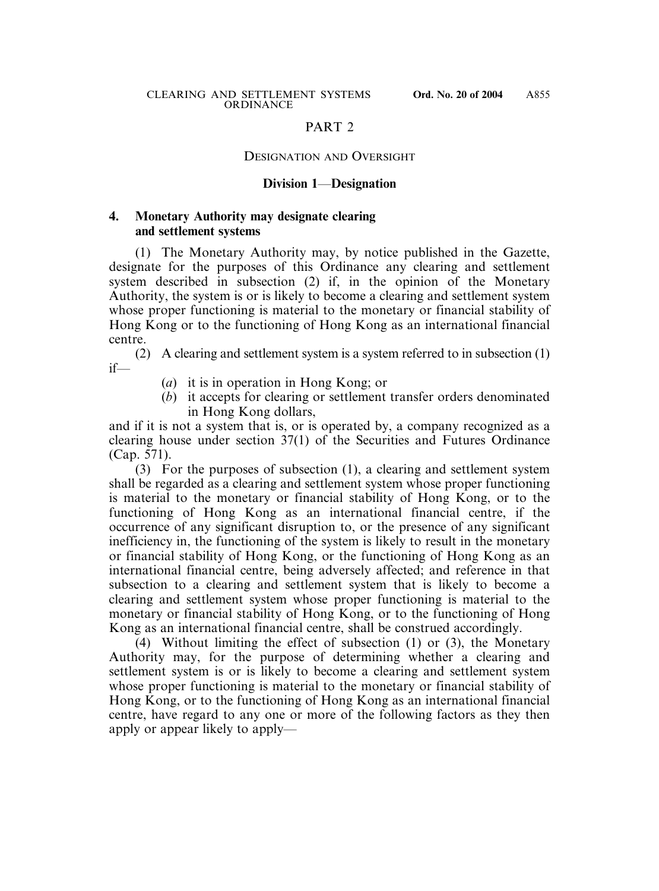## PART 2

### DESIGNATION AND OVERSIGHT

#### Division 1—Designation

**4. Monetary Authority may designate clearing and settlement systems**

(1) The Monetary Authority may, by notice published in the Gazette, designate for the purposes of this Ordinance any clearing and settlement system described in subsection (2) if, in the opinion of the Monetary Authority, the system is or is likely to become a clearing and settlement system whose proper functioning is material to the monetary or financial stability of Hong Kong or to the functioning of Hong Kong as an international financial centre.

(2) A clearing and settlement system is a system referred to in subsection (1) if—

(*a*) it is in operation in Hong Kong; or

(*b*) it accepts for clearing or settlement transfer orders denominated in Hong Kong dollars,

and if it is not a system that is, or is operated by, a company recognized as a clearing house under section 37(1) of the Securities and Futures Ordinance (Cap. 571).

(3) For the purposes of subsection (1), a clearing and settlement system shall be regarded as a clearing and settlement system whose proper functioning is material to the monetary or financial stability of Hong Kong, or to the functioning of Hong Kong as an international financial centre, if the occurrence of any significant disruption to, or the presence of any significant inefficiency in, the functioning of the system is likely to result in the monetary or financial stability of Hong Kong, or the functioning of Hong Kong as an international financial centre, being adversely affected; and reference in that subsection to a clearing and settlement system that is likely to become a clearing and settlement system whose proper functioning is material to the monetary or financial stability of Hong Kong, or to the functioning of Hong Kong as an international financial centre, shall be construed accordingly.

(4) Without limiting the effect of subsection (1) or (3), the Monetary Authority may, for the purpose of determining whether a clearing and settlement system is or is likely to become a clearing and settlement system whose proper functioning is material to the monetary or financial stability of Hong Kong, or to the functioning of Hong Kong as an international financial centre, have regard to any one or more of the following factors as they then apply or appear likely to apply—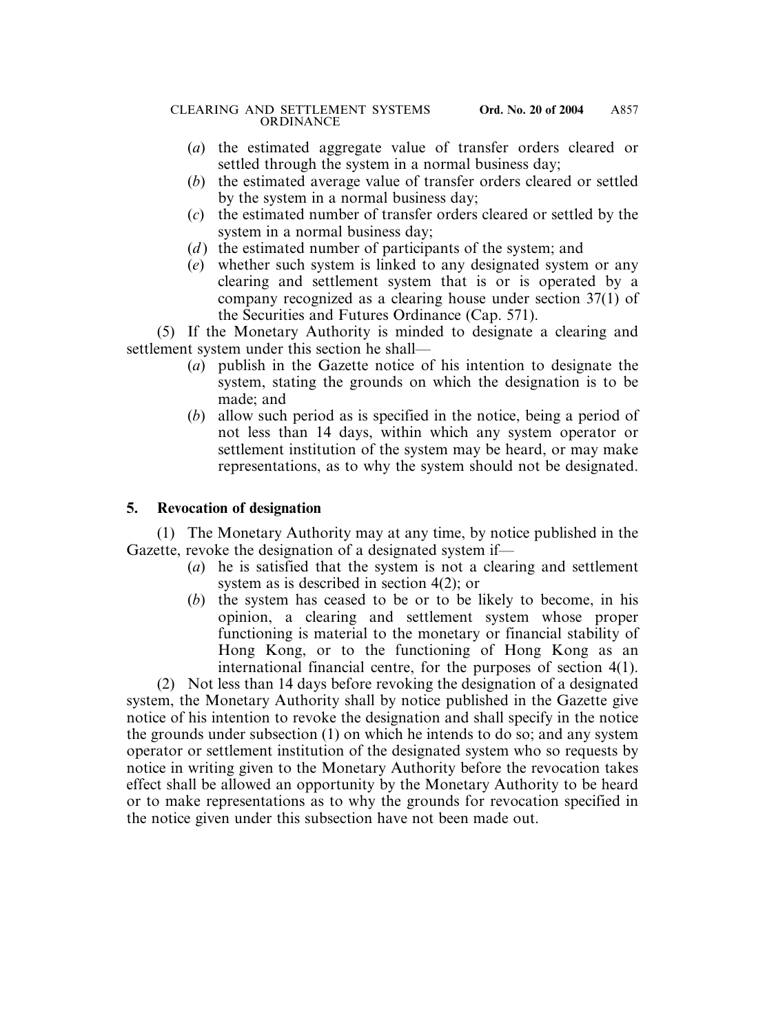(*a*) the estimated aggregate value of transfer orders cleared or settled through the system in a normal business day;

(*b*) the estimated average value of transfer orders cleared or settled by the system in a normal business day;

(*c*) the estimated number of transfer orders cleared or settled by the system in a normal business day;

(*d*) the estimated number of participants of the system; and

(*e*) whether such system is linked to any designated system or any clearing and settlement system that is or is operated by a company recognized as a clearing house under section 37(1) of the Securities and Futures Ordinance (Cap. 571).

(5) If the Monetary Authority is minded to designate a clearing and settlement system under this section he shall—

(*a*) publish in the Gazette notice of his intention to designate the system, stating the grounds on which the designation is to be made; and

(*b*) allow such period as is specified in the notice, being a period of not less than 14 days, within which any system operator or settlement institution of the system may be heard, or may make representations, as to why the system should not be designated.

## 5. Revocation of designation

(1) The Monetary Authority may at any time, by notice published in the Gazette, revoke the designation of a designated system if—

(*a*) he is satisfied that the system is not a clearing and settlement system as is described in section 4(2); or

(*b*) the system has ceased to be or to be likely to become, in his opinion, a clearing and settlement system whose proper functioning is material to the monetary or financial stability of Hong Kong, or to the functioning of Hong Kong as an international financial centre, for the purposes of section 4(1).

(2) Not less than 14 days before revoking the designation of a designated system, the Monetary Authority shall by notice published in the Gazette give notice of his intention to revoke the designation and shall specify in the notice the grounds under subsection (1) on which he intends to do so; and any system operator or settlement institution of the designated system who so requests by notice in writing given to the Monetary Authority before the revocation takes effect shall be allowed an opportunity by the Monetary Authority to be heard or to make representations as to why the grounds for revocation specified in the notice given under this subsection have not been made out.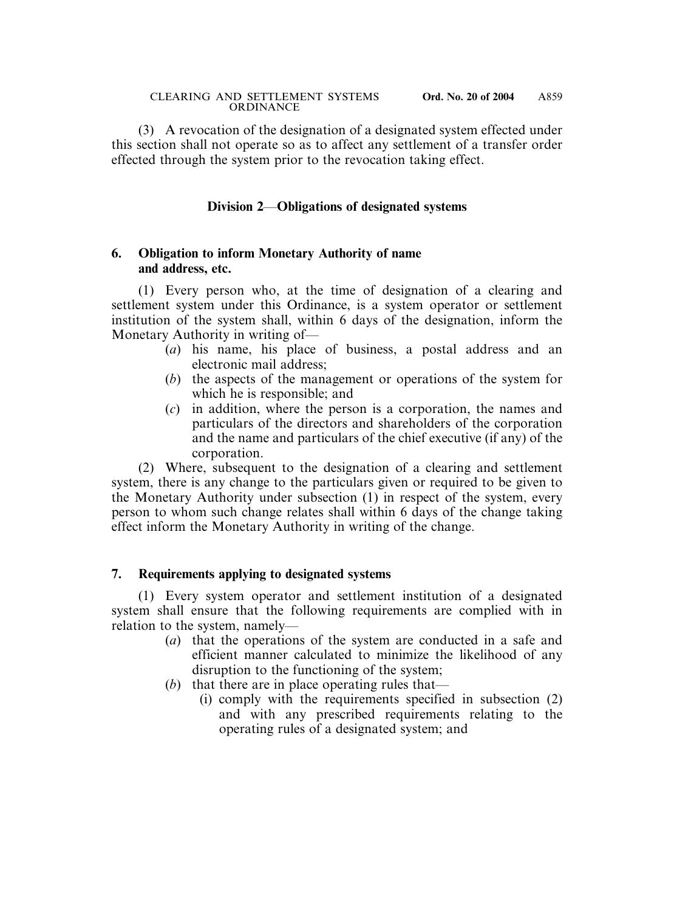(3) A revocation of the designation of a designated system effected under this section shall not operate so as to affect any settlement of a transfer order effected through the system prior to the revocation taking effect.

### Division 2—Obligations of designated systems

#### 6. Obligation to inform Monetary Authority of name and address, etc.

(1) Every person who, at the time of designation of a clearing and settlement system under this Ordinance, is a system operator or settlement institution of the system shall, within 6 days of the designation, inform the Monetary Authority in writing of—

- (*a*) his name, his place of business, a postal address and an electronic mail address;
- (*b*) the aspects of the management or operations of the system for which he is responsible; and
- (*c*) in addition, where the person is a corporation, the names and particulars of the directors and shareholders of the corporation and the name and particulars of the chief executive (if any) of the corporation.

(2) Where, subsequent to the designation of a clearing and settlement system, there is any change to the particulars given or required to be given to the Monetary Authority under subsection (1) in respect of the system, every person to whom such change relates shall within 6 days of the change taking effect inform the Monetary Authority in writing of the change.

#### 7. Requirements applying to designated systems

(1) Every system operator and settlement institution of a designated system shall ensure that the following requirements are complied with in relation to the system, namely—

- (*a*) that the operations of the system are conducted in a safe and efficient manner calculated to minimize the likelihood of any disruption to the functioning of the system;
- (*b*) that there are in place operating rules that—
  - (i) comply with the requirements specified in subsection (2) and with any prescribed requirements relating to the operating rules of a designated system; and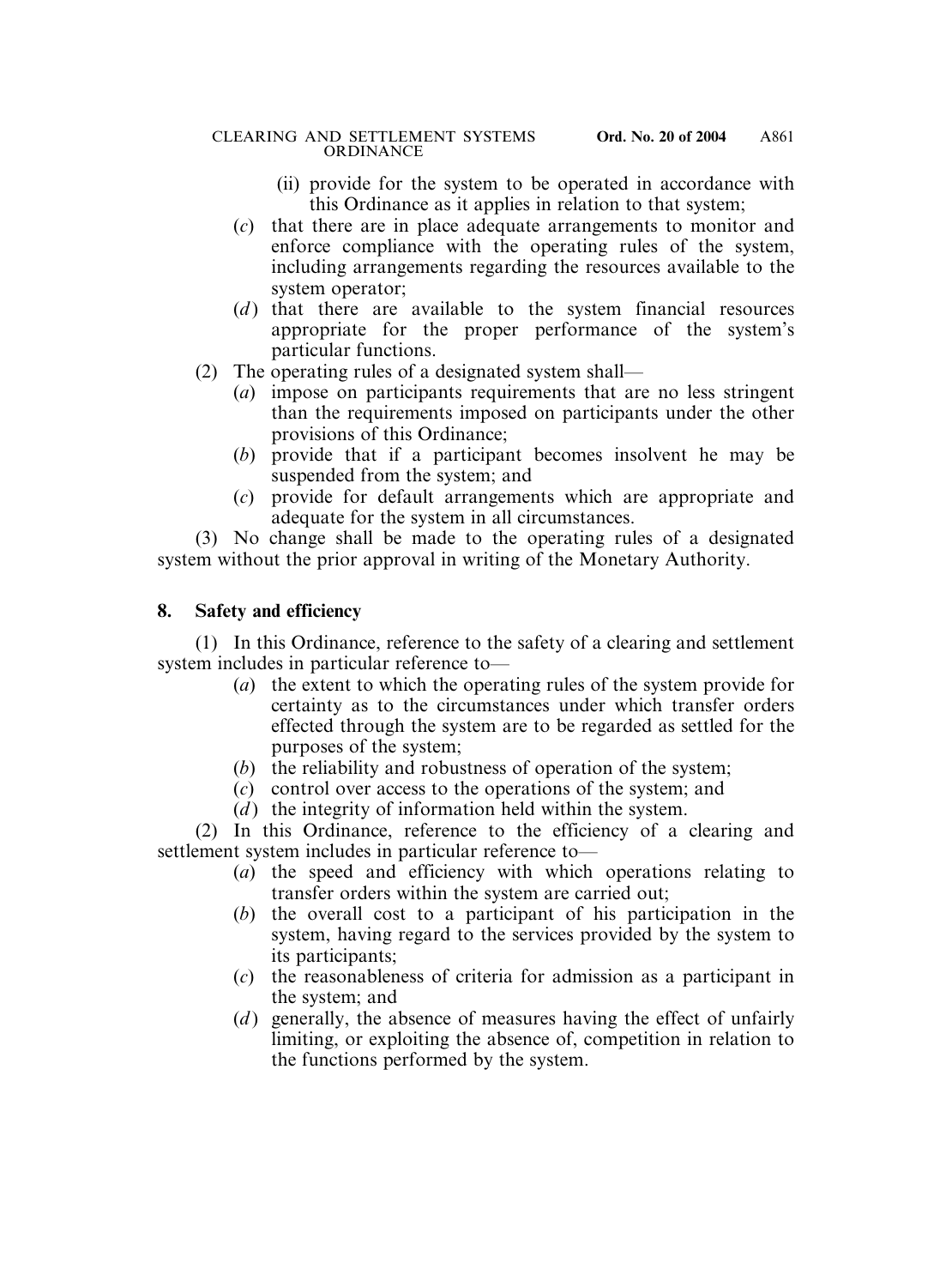(ii) provide for the system to be operated in accordance with this Ordinance as it applies in relation to that system;

(*c*) that there are in place adequate arrangements to monitor and enforce compliance with the operating rules of the system, including arrangements regarding the resources available to the system operator;

(*d*) that there are available to the system financial resources appropriate for the proper performance of the system's particular functions.

(2) The operating rules of a designated system shall—

(*a*) impose on participants requirements that are no less stringent than the requirements imposed on participants under the other provisions of this Ordinance;

(*b*) provide that if a participant becomes insolvent he may be suspended from the system; and

(*c*) provide for default arrangements which are appropriate and adequate for the system in all circumstances.

(3) No change shall be made to the operating rules of a designated system without the prior approval in writing of the Monetary Authority.

## 8. Safety and efficiency

(1) In this Ordinance, reference to the safety of a clearing and settlement system includes in particular reference to—

(*a*) the extent to which the operating rules of the system provide for certainty as to the circumstances under which transfer orders effected through the system are to be regarded as settled for the purposes of the system;

(*b*) the reliability and robustness of operation of the system;

(*c*) control over access to the operations of the system; and

(*d*) the integrity of information held within the system.

(2) In this Ordinance, reference to the efficiency of a clearing and settlement system includes in particular reference to—

(*a*) the speed and efficiency with which operations relating to transfer orders within the system are carried out;

(*b*) the overall cost to a participant of his participation in the system, having regard to the services provided by the system to its participants;

(*c*) the reasonableness of criteria for admission as a participant in the system; and

(*d*) generally, the absence of measures having the effect of unfairly limiting, or exploiting the absence of, competition in relation to the functions performed by the system.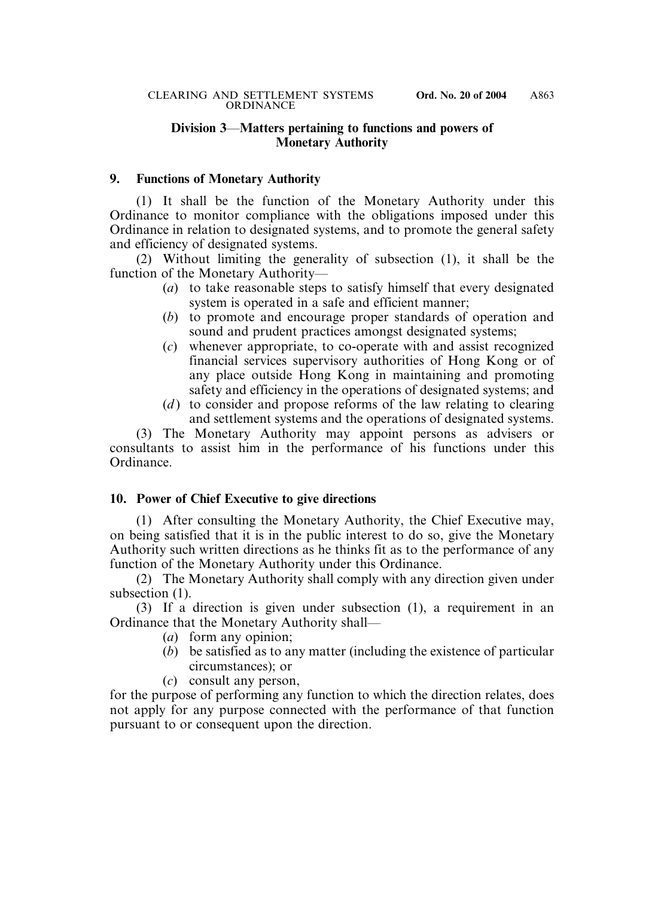## Division 3—Matters pertaining to functions and powers of Monetary Authority

### 9. Functions of Monetary Authority

(1) It shall be the function of the Monetary Authority under this Ordinance to monitor compliance with the obligations imposed under this Ordinance in relation to designated systems, and to promote the general safety and efficiency of designated systems.

(2) Without limiting the generality of subsection (1), it shall be the function of the Monetary Authority—

- (*a*) to take reasonable steps to satisfy himself that every designated system is operated in a safe and efficient manner;
- (*b*) to promote and encourage proper standards of operation and sound and prudent practices amongst designated systems;
- (*c*) whenever appropriate, to co-operate with and assist recognized financial services supervisory authorities of Hong Kong or of any place outside Hong Kong in maintaining and promoting safety and efficiency in the operations of designated systems; and
- (*d*) to consider and propose reforms of the law relating to clearing and settlement systems and the operations of designated systems.

(3) The Monetary Authority may appoint persons as advisers or consultants to assist him in the performance of his functions under this Ordinance.

### 10. Power of Chief Executive to give directions

(1) After consulting the Monetary Authority, the Chief Executive may, on being satisfied that it is in the public interest to do so, give the Monetary Authority such written directions as he thinks fit as to the performance of any function of the Monetary Authority under this Ordinance.

(2) The Monetary Authority shall comply with any direction given under subsection (1).

(3) If a direction is given under subsection (1), a requirement in an Ordinance that the Monetary Authority shall—

- (*a*) form any opinion;
- (*b*) be satisfied as to any matter (including the existence of particular circumstances); or
- (*c*) consult any person,

for the purpose of performing any function to which the direction relates, does not apply for any purpose connected with the performance of that function pursuant to or consequent upon the direction.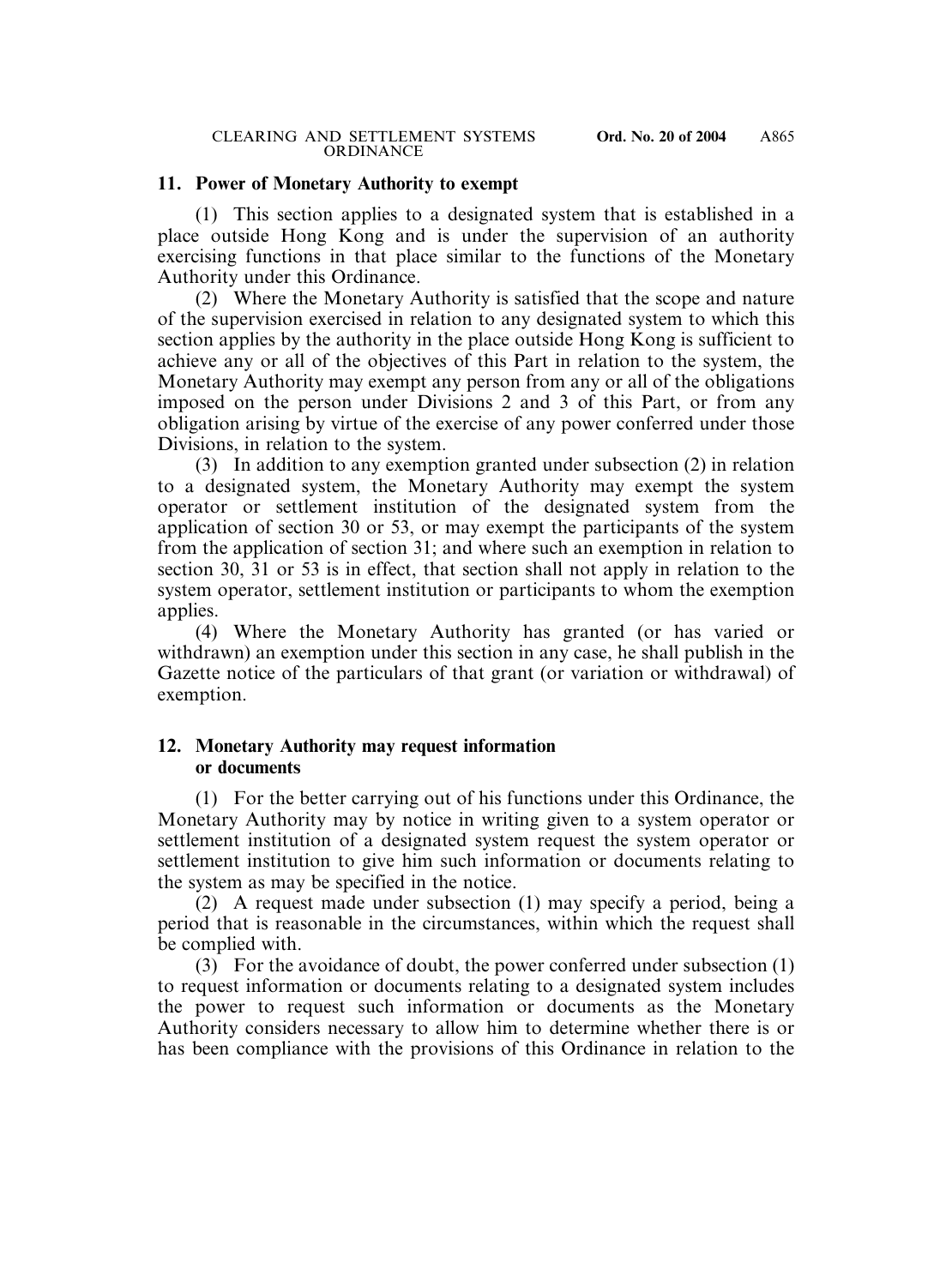**11. Power of Monetary Authority to exempt**

(1) This section applies to a designated system that is established in a place outside Hong Kong and is under the supervision of an authority exercising functions in that place similar to the functions of the Monetary Authority under this Ordinance.

(2) Where the Monetary Authority is satisfied that the scope and nature of the supervision exercised in relation to any designated system to which this section applies by the authority in the place outside Hong Kong is sufficient to achieve any or all of the objectives of this Part in relation to the system, the Monetary Authority may exempt any person from any or all of the obligations imposed on the person under Divisions 2 and 3 of this Part, or from any obligation arising by virtue of the exercise of any power conferred under those Divisions, in relation to the system.

(3) In addition to any exemption granted under subsection (2) in relation to a designated system, the Monetary Authority may exempt the system operator or settlement institution of the designated system from the application of section 30 or 53, or may exempt the participants of the system from the application of section 31; and where such an exemption in relation to section 30, 31 or 53 is in effect, that section shall not apply in relation to the system operator, settlement institution or participants to whom the exemption applies.

(4) Where the Monetary Authority has granted (or has varied or withdrawn) an exemption under this section in any case, he shall publish in the Gazette notice of the particulars of that grant (or variation or withdrawal) of exemption.

**12. Monetary Authority may request information or documents**

(1) For the better carrying out of his functions under this Ordinance, the Monetary Authority may by notice in writing given to a system operator or settlement institution of a designated system request the system operator or settlement institution to give him such information or documents relating to the system as may be specified in the notice.

(2) A request made under subsection (1) may specify a period, being a period that is reasonable in the circumstances, within which the request shall be complied with.

(3) For the avoidance of doubt, the power conferred under subsection (1) to request information or documents relating to a designated system includes the power to request such information or documents as the Monetary Authority considers necessary to allow him to determine whether there is or has been compliance with the provisions of this Ordinance in relation to the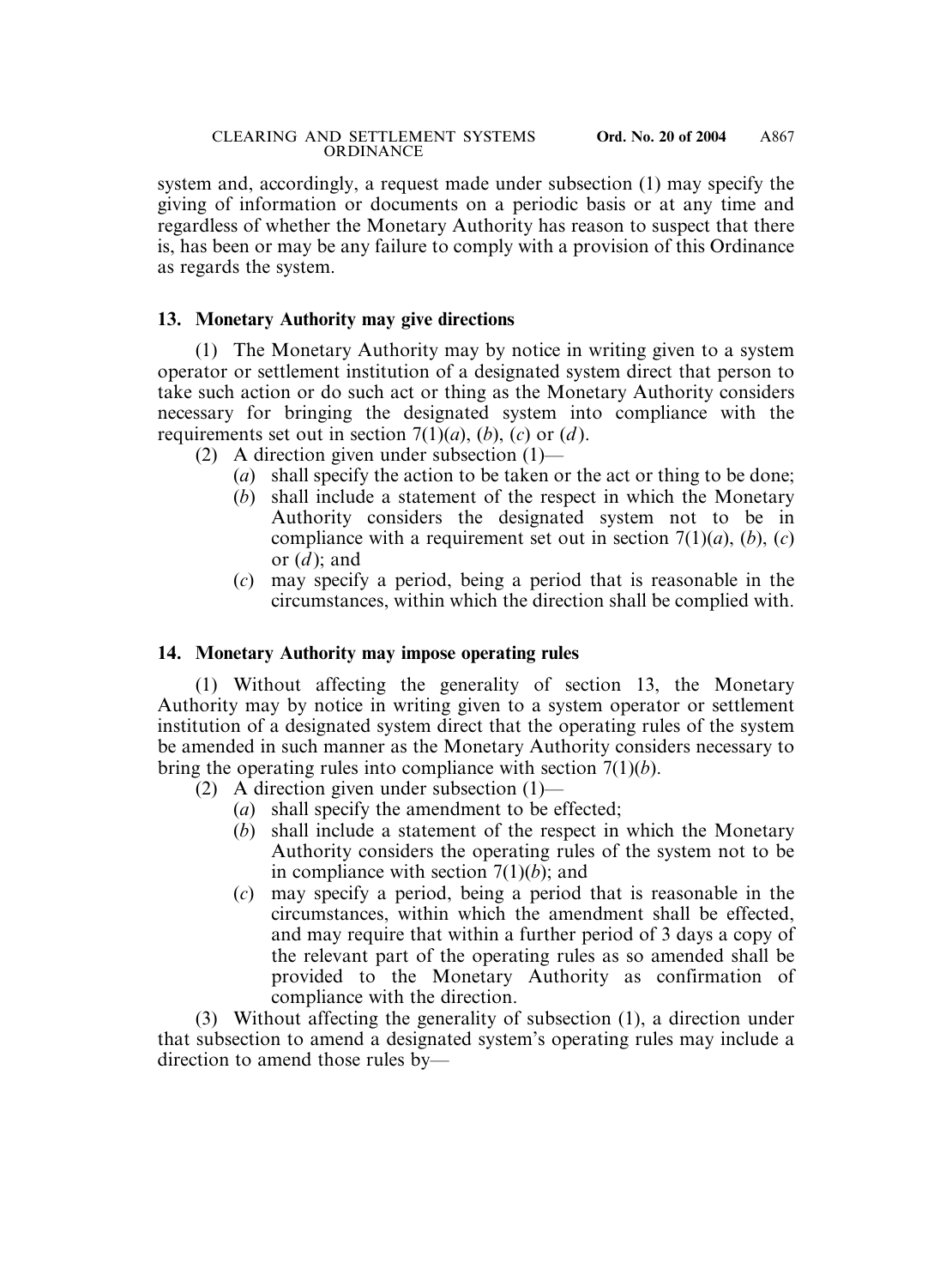system and, accordingly, a request made under subsection (1) may specify the giving of information or documents on a periodic basis or at any time and regardless of whether the Monetary Authority has reason to suspect that there is, has been or may be any failure to comply with a provision of this Ordinance as regards the system.

### 13. Monetary Authority may give directions

(1) The Monetary Authority may by notice in writing given to a system operator or settlement institution of a designated system direct that person to take such action or do such act or thing as the Monetary Authority considers necessary for bringing the designated system into compliance with the requirements set out in section 7(1)(*a*), (*b*), (*c*) or (*d*).

(2) A direction given under subsection (1)—

- (*a*) shall specify the action to be taken or the act or thing to be done;
- (*b*) shall include a statement of the respect in which the Monetary Authority considers the designated system not to be in compliance with a requirement set out in section 7(1)(*a*), (*b*), (*c*) or (*d*); and
- (*c*) may specify a period, being a period that is reasonable in the circumstances, within which the direction shall be complied with.

### 14. Monetary Authority may impose operating rules

(1) Without affecting the generality of section 13, the Monetary Authority may by notice in writing given to a system operator or settlement institution of a designated system direct that the operating rules of the system be amended in such manner as the Monetary Authority considers necessary to bring the operating rules into compliance with section 7(1)(*b*).

(2) A direction given under subsection (1)—

- (*a*) shall specify the amendment to be effected;
- (*b*) shall include a statement of the respect in which the Monetary Authority considers the operating rules of the system not to be in compliance with section 7(1)(*b*); and
- (*c*) may specify a period, being a period that is reasonable in the circumstances, within which the amendment shall be effected, and may require that within a further period of 3 days a copy of the relevant part of the operating rules as so amended shall be provided to the Monetary Authority as confirmation of compliance with the direction.

(3) Without affecting the generality of subsection (1), a direction under that subsection to amend a designated system's operating rules may include a direction to amend those rules by—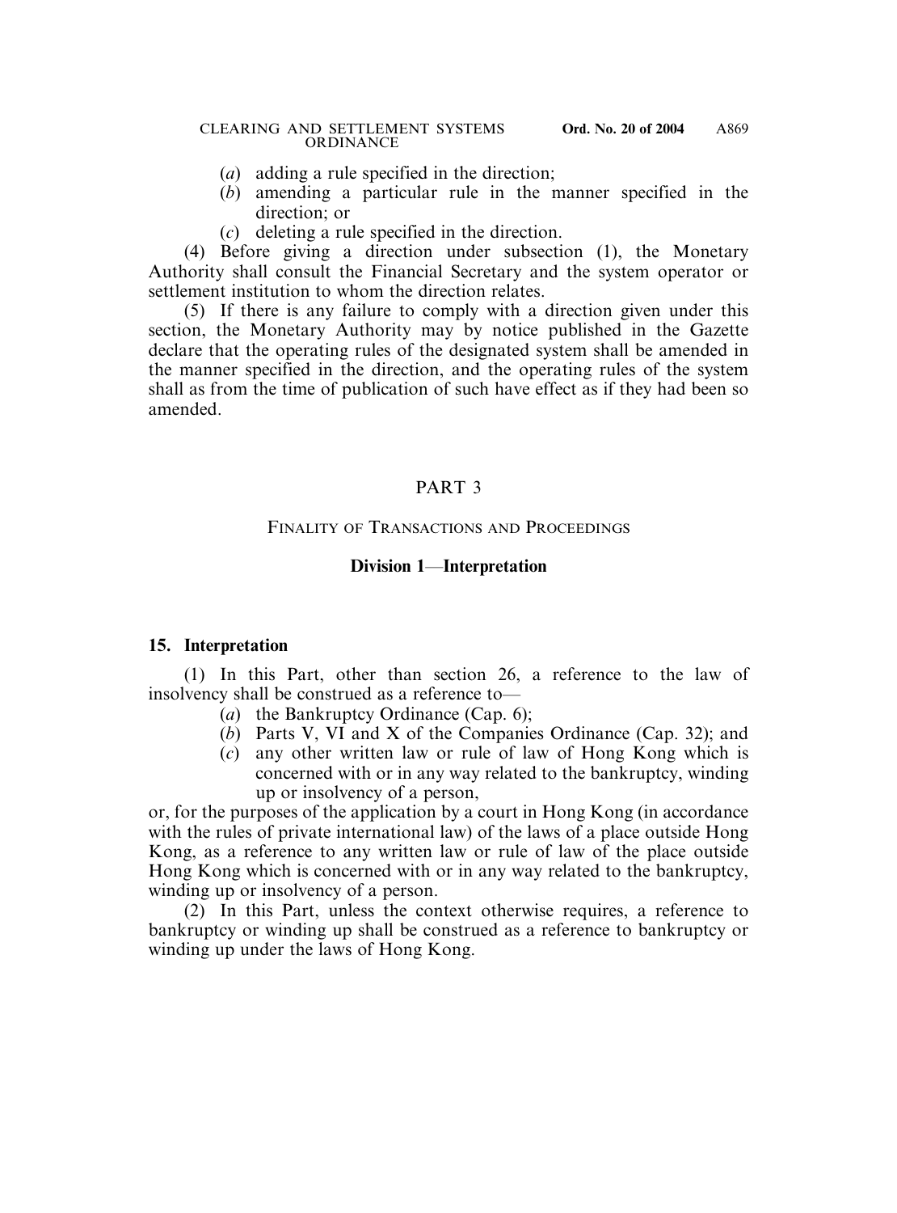(*a*) adding a rule specified in the direction;

(*b*) amending a particular rule in the manner specified in the direction; or

(*c*) deleting a rule specified in the direction.

(4) Before giving a direction under subsection (1), the Monetary Authority shall consult the Financial Secretary and the system operator or settlement institution to whom the direction relates.

(5) If there is any failure to comply with a direction given under this section, the Monetary Authority may by notice published in the Gazette declare that the operating rules of the designated system shall be amended in the manner specified in the direction, and the operating rules of the system shall as from the time of publication of such have effect as if they had been so amended.

## PART 3

## FINALITY OF TRANSACTIONS AND PROCEEDINGS

### Division 1—Interpretation

### 15. Interpretation

(1) In this Part, other than section 26, a reference to the law of insolvency shall be construed as a reference to—

(*a*) the Bankruptcy Ordinance (Cap. 6);

(*b*) Parts V, VI and X of the Companies Ordinance (Cap. 32); and

(*c*) any other written law or rule of law of Hong Kong which is concerned with or in any way related to the bankruptcy, winding up or insolvency of a person,

or, for the purposes of the application by a court in Hong Kong (in accordance with the rules of private international law) of the laws of a place outside Hong Kong, as a reference to any written law or rule of law of the place outside Hong Kong which is concerned with or in any way related to the bankruptcy, winding up or insolvency of a person.

(2) In this Part, unless the context otherwise requires, a reference to bankruptcy or winding up shall be construed as a reference to bankruptcy or winding up under the laws of Hong Kong.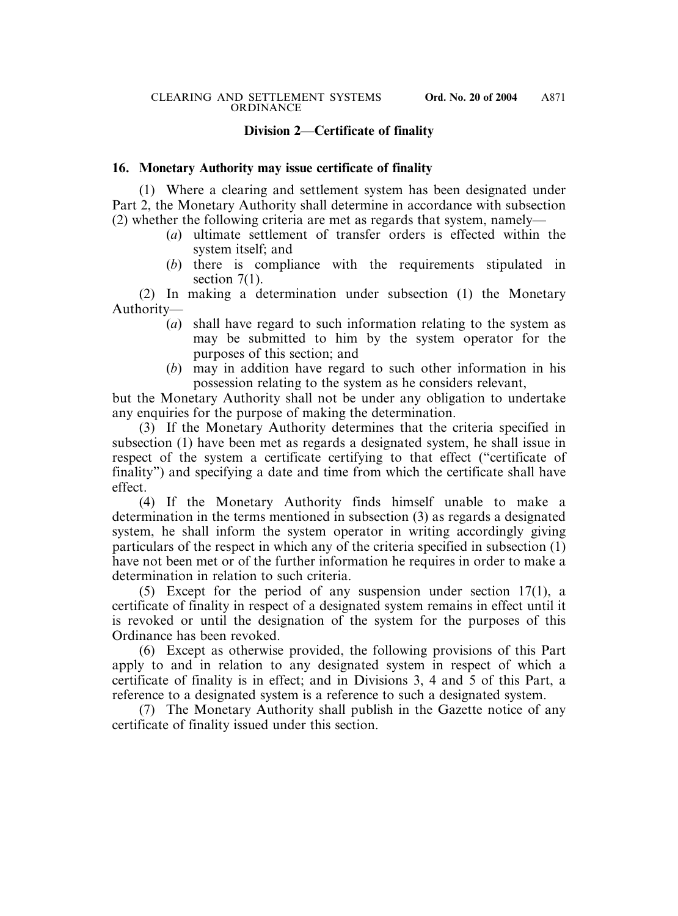## Division 2—Certificate of finality

### 16. Monetary Authority may issue certificate of finality

(1) Where a clearing and settlement system has been designated under Part 2, the Monetary Authority shall determine in accordance with subsection (2) whether the following criteria are met as regards that system, namely—

- (*a*) ultimate settlement of transfer orders is effected within the system itself; and
- (*b*) there is compliance with the requirements stipulated in section 7(1).

(2) In making a determination under subsection (1) the Monetary Authority—

- (*a*) shall have regard to such information relating to the system as may be submitted to him by the system operator for the purposes of this section; and
- (*b*) may in addition have regard to such other information in his possession relating to the system as he considers relevant,

but the Monetary Authority shall not be under any obligation to undertake any enquiries for the purpose of making the determination.

(3) If the Monetary Authority determines that the criteria specified in subsection (1) have been met as regards a designated system, he shall issue in respect of the system a certificate certifying to that effect ("certificate of finality") and specifying a date and time from which the certificate shall have effect.

(4) If the Monetary Authority finds himself unable to make a determination in the terms mentioned in subsection (3) as regards a designated system, he shall inform the system operator in writing accordingly giving particulars of the respect in which any of the criteria specified in subsection (1) have not been met or of the further information he requires in order to make a determination in relation to such criteria.

(5) Except for the period of any suspension under section 17(1), a certificate of finality in respect of a designated system remains in effect until it is revoked or until the designation of the system for the purposes of this Ordinance has been revoked.

(6) Except as otherwise provided, the following provisions of this Part apply to and in relation to any designated system in respect of which a certificate of finality is in effect; and in Divisions 3, 4 and 5 of this Part, a reference to a designated system is a reference to such a designated system.

(7) The Monetary Authority shall publish in the Gazette notice of any certificate of finality issued under this section.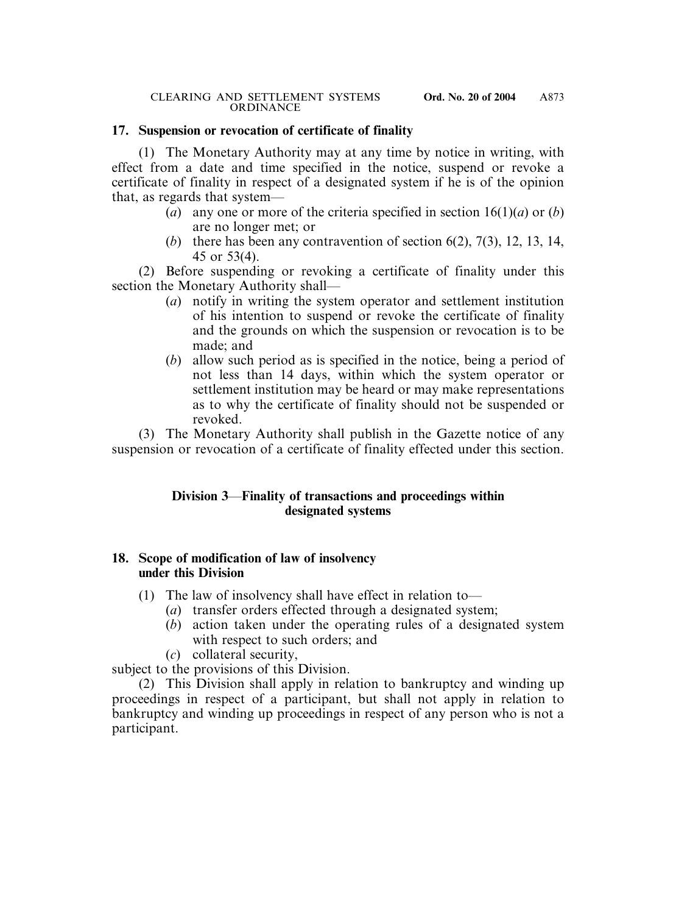**17. Suspension or revocation of certificate of finality**

(1) The Monetary Authority may at any time by notice in writing, with effect from a date and time specified in the notice, suspend or revoke a certificate of finality in respect of a designated system if he is of the opinion that, as regards that system—

- (*a*) any one or more of the criteria specified in section 16(1)(*a*) or (*b*) are no longer met; or
- (*b*) there has been any contravention of section 6(2), 7(3), 12, 13, 14, 45 or 53(4).

(2) Before suspending or revoking a certificate of finality under this section the Monetary Authority shall—

- (*a*) notify in writing the system operator and settlement institution of his intention to suspend or revoke the certificate of finality and the grounds on which the suspension or revocation is to be made; and
- (*b*) allow such period as is specified in the notice, being a period of not less than 14 days, within which the system operator or settlement institution may be heard or may make representations as to why the certificate of finality should not be suspended or revoked.

(3) The Monetary Authority shall publish in the Gazette notice of any suspension or revocation of a certificate of finality effected under this section.

## Division 3—Finality of transactions and proceedings within designated systems

**18. Scope of modification of law of insolvency under this Division**

(1) The law of insolvency shall have effect in relation to—

- (*a*) transfer orders effected through a designated system;
- (*b*) action taken under the operating rules of a designated system with respect to such orders; and
- (*c*) collateral security,

subject to the provisions of this Division.

(2) This Division shall apply in relation to bankruptcy and winding up proceedings in respect of a participant, but shall not apply in relation to bankruptcy and winding up proceedings in respect of any person who is not a participant.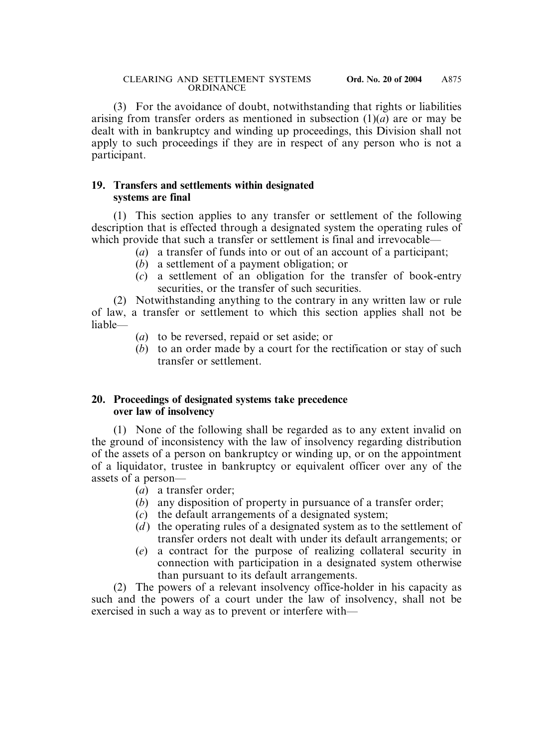(3) For the avoidance of doubt, notwithstanding that rights or liabilities arising from transfer orders as mentioned in subsection (1)(*a*) are or may be dealt with in bankruptcy and winding up proceedings, this Division shall not apply to such proceedings if they are in respect of any person who is not a participant.

**19. Transfers and settlements within designated systems are final**

(1) This section applies to any transfer or settlement of the following description that is effected through a designated system the operating rules of which provide that such a transfer or settlement is final and irrevocable—

(*a*) a transfer of funds into or out of an account of a participant;

(*b*) a settlement of a payment obligation; or

(*c*) a settlement of an obligation for the transfer of book-entry securities, or the transfer of such securities.

(2) Notwithstanding anything to the contrary in any written law or rule of law, a transfer or settlement to which this section applies shall not be liable—

(*a*) to be reversed, repaid or set aside; or

(*b*) to an order made by a court for the rectification or stay of such transfer or settlement.

**20. Proceedings of designated systems take precedence over law of insolvency**

(1) None of the following shall be regarded as to any extent invalid on the ground of inconsistency with the law of insolvency regarding distribution of the assets of a person on bankruptcy or winding up, or on the appointment of a liquidator, trustee in bankruptcy or equivalent officer over any of the assets of a person—

(*a*) a transfer order;

(*b*) any disposition of property in pursuance of a transfer order;

(*c*) the default arrangements of a designated system;

(*d*) the operating rules of a designated system as to the settlement of transfer orders not dealt with under its default arrangements; or

(*e*) a contract for the purpose of realizing collateral security in connection with participation in a designated system otherwise than pursuant to its default arrangements.

(2) The powers of a relevant insolvency office-holder in his capacity as such and the powers of a court under the law of insolvency, shall not be exercised in such a way as to prevent or interfere with—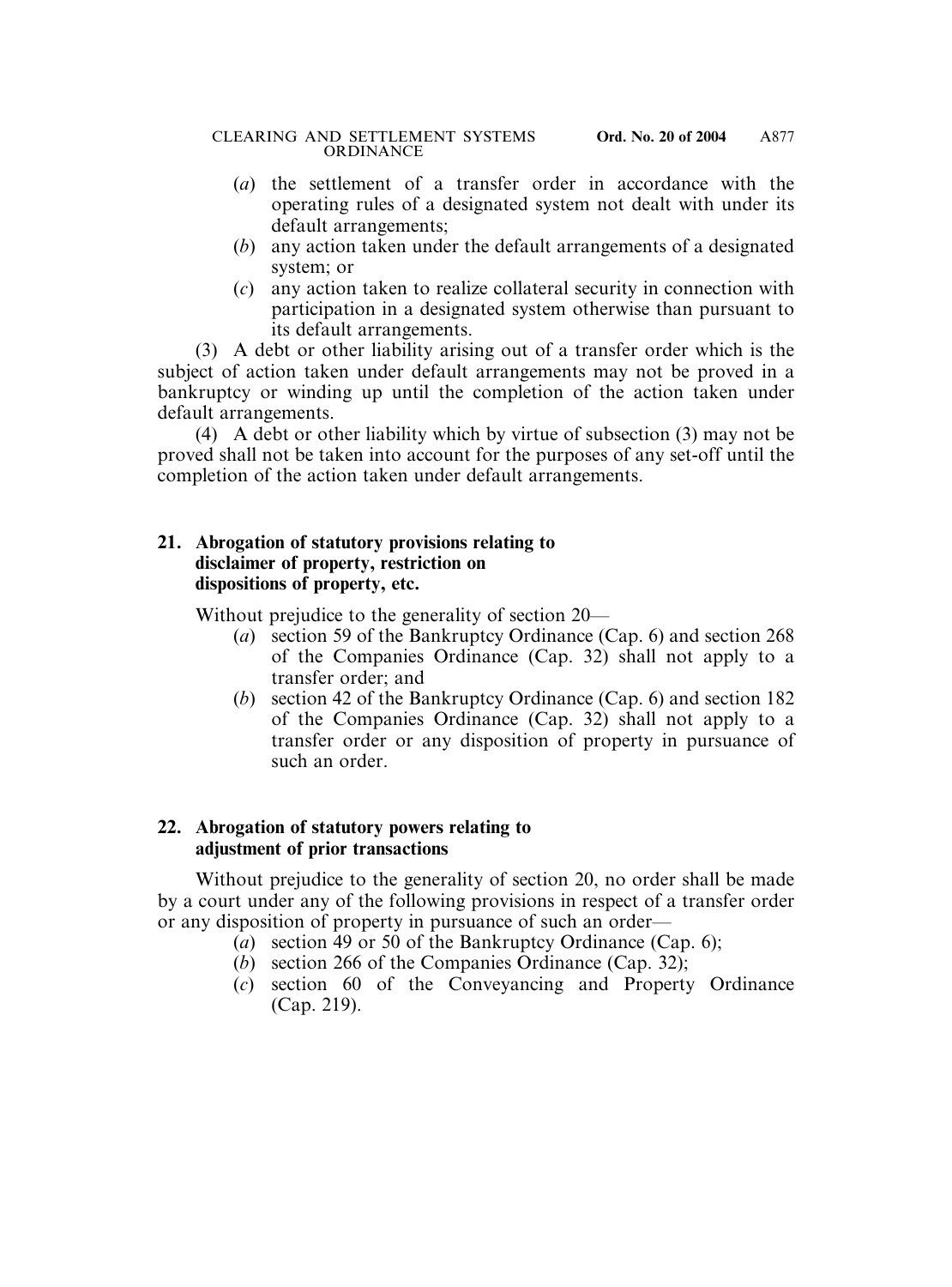(a) the settlement of a transfer order in accordance with the operating rules of a designated system not dealt with under its default arrangements;

(b) any action taken under the default arrangements of a designated system; or

(c) any action taken to realize collateral security in connection with participation in a designated system otherwise than pursuant to its default arrangements.

(3) A debt or other liability arising out of a transfer order which is the subject of action taken under default arrangements may not be proved in a bankruptcy or winding up until the completion of the action taken under default arrangements.

(4) A debt or other liability which by virtue of subsection (3) may not be proved shall not be taken into account for the purposes of any set-off until the completion of the action taken under default arrangements.

### 21. Abrogation of statutory provisions relating to disclaimer of property, restriction on dispositions of property, etc.

Without prejudice to the generality of section 20—

(a) section 59 of the Bankruptcy Ordinance (Cap. 6) and section 268 of the Companies Ordinance (Cap. 32) shall not apply to a transfer order; and

(b) section 42 of the Bankruptcy Ordinance (Cap. 6) and section 182 of the Companies Ordinance (Cap. 32) shall not apply to a transfer order or any disposition of property in pursuance of such an order.

### 22. Abrogation of statutory powers relating to adjustment of prior transactions

Without prejudice to the generality of section 20, no order shall be made by a court under any of the following provisions in respect of a transfer order or any disposition of property in pursuance of such an order—

(a) section 49 or 50 of the Bankruptcy Ordinance (Cap. 6);

(b) section 266 of the Companies Ordinance (Cap. 32);

(c) section 60 of the Conveyancing and Property Ordinance (Cap. 219).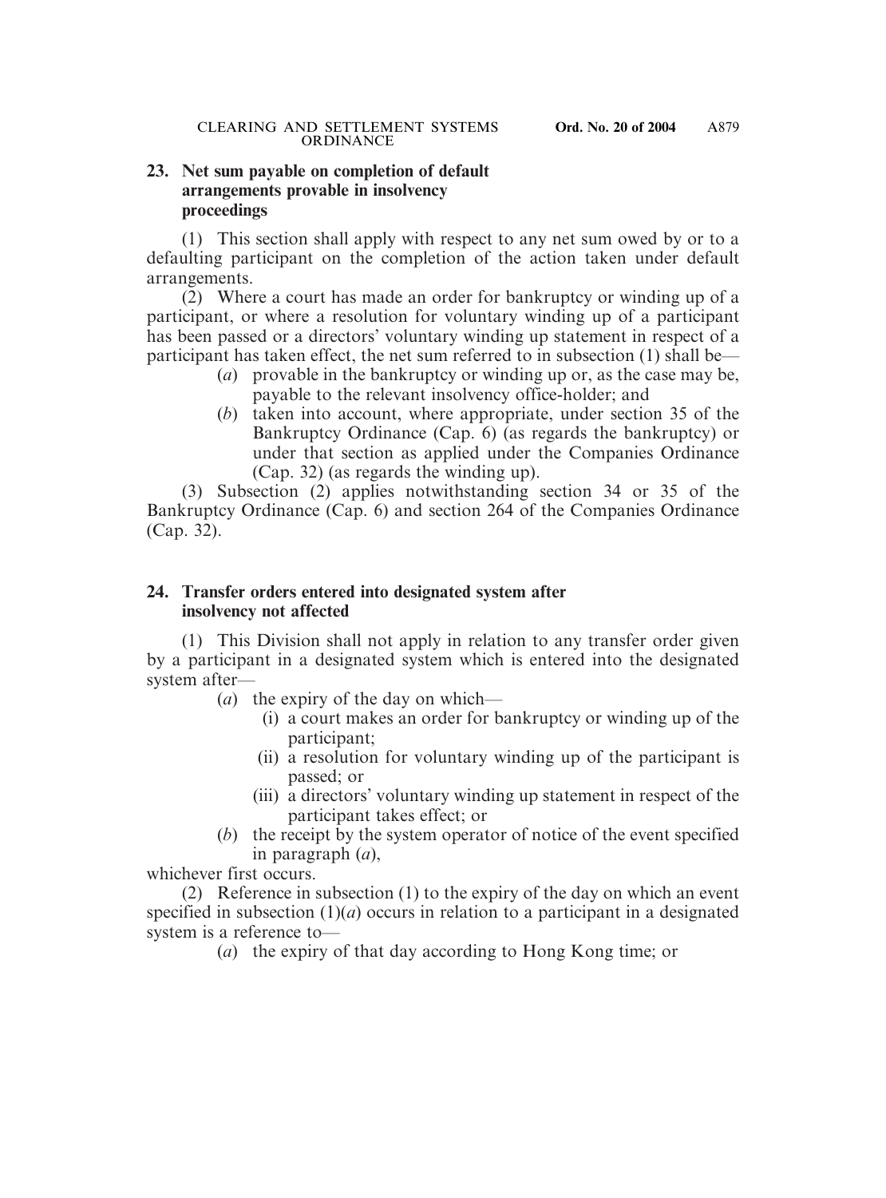**23. Net sum payable on completion of default arrangements provable in insolvency proceedings**

(1) This section shall apply with respect to any net sum owed by or to a defaulting participant on the completion of the action taken under default arrangements.

(2) Where a court has made an order for bankruptcy or winding up of a participant, or where a resolution for voluntary winding up of a participant has been passed or a directors' voluntary winding up statement in respect of a participant has taken effect, the net sum referred to in subsection (1) shall be—

- (*a*) provable in the bankruptcy or winding up or, as the case may be, payable to the relevant insolvency office-holder; and
- (*b*) taken into account, where appropriate, under section 35 of the Bankruptcy Ordinance (Cap. 6) (as regards the bankruptcy) or under that section as applied under the Companies Ordinance (Cap. 32) (as regards the winding up).

(3) Subsection (2) applies notwithstanding section 34 or 35 of the Bankruptcy Ordinance (Cap. 6) and section 264 of the Companies Ordinance (Cap. 32).

**24. Transfer orders entered into designated system after insolvency not affected**

(1) This Division shall not apply in relation to any transfer order given by a participant in a designated system which is entered into the designated system after—

- (*a*) the expiry of the day on which—
  - (i) a court makes an order for bankruptcy or winding up of the participant;
  - (ii) a resolution for voluntary winding up of the participant is passed; or
  - (iii) a directors' voluntary winding up statement in respect of the participant takes effect; or
- (*b*) the receipt by the system operator of notice of the event specified in paragraph (*a*),

whichever first occurs.

(2) Reference in subsection (1) to the expiry of the day on which an event specified in subsection (1)(*a*) occurs in relation to a participant in a designated system is a reference to—

- (*a*) the expiry of that day according to Hong Kong time; or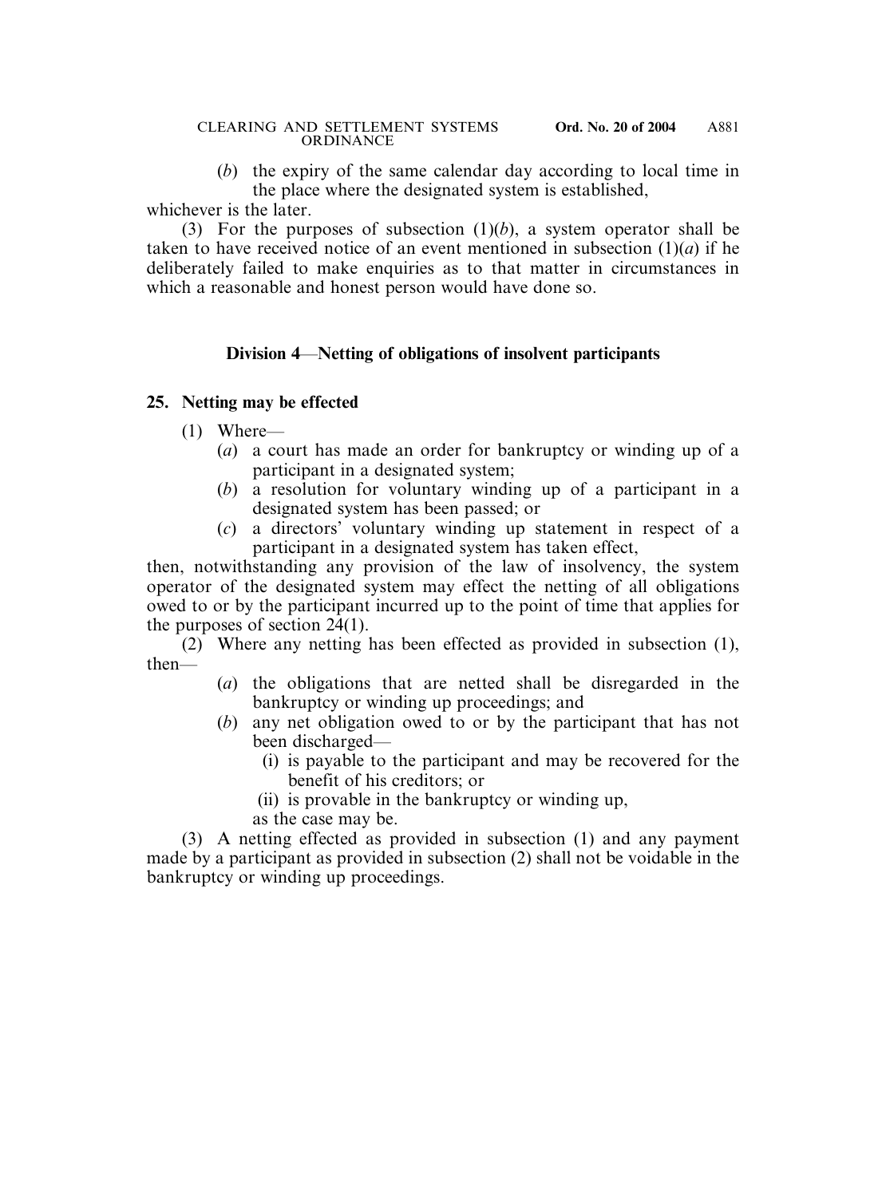(*b*) the expiry of the same calendar day according to local time in the place where the designated system is established,

whichever is the later.

(3) For the purposes of subsection (1)(*b*), a system operator shall be taken to have received notice of an event mentioned in subsection (1)(*a*) if he deliberately failed to make enquiries as to that matter in circumstances in which a reasonable and honest person would have done so.

## Division 4—Netting of obligations of insolvent participants

### 25. Netting may be effected

(1) Where—

(*a*) a court has made an order for bankruptcy or winding up of a participant in a designated system;

(*b*) a resolution for voluntary winding up of a participant in a designated system has been passed; or

(*c*) a directors' voluntary winding up statement in respect of a participant in a designated system has taken effect,

then, notwithstanding any provision of the law of insolvency, the system operator of the designated system may effect the netting of all obligations owed to or by the participant incurred up to the point of time that applies for the purposes of section 24(1).

(2) Where any netting has been effected as provided in subsection (1), then—

(*a*) the obligations that are netted shall be disregarded in the bankruptcy or winding up proceedings; and

(*b*) any net obligation owed to or by the participant that has not been discharged—

(i) is payable to the participant and may be recovered for the benefit of his creditors; or

(ii) is provable in the bankruptcy or winding up,

as the case may be.

(3) A netting effected as provided in subsection (1) and any payment made by a participant as provided in subsection (2) shall not be voidable in the bankruptcy or winding up proceedings.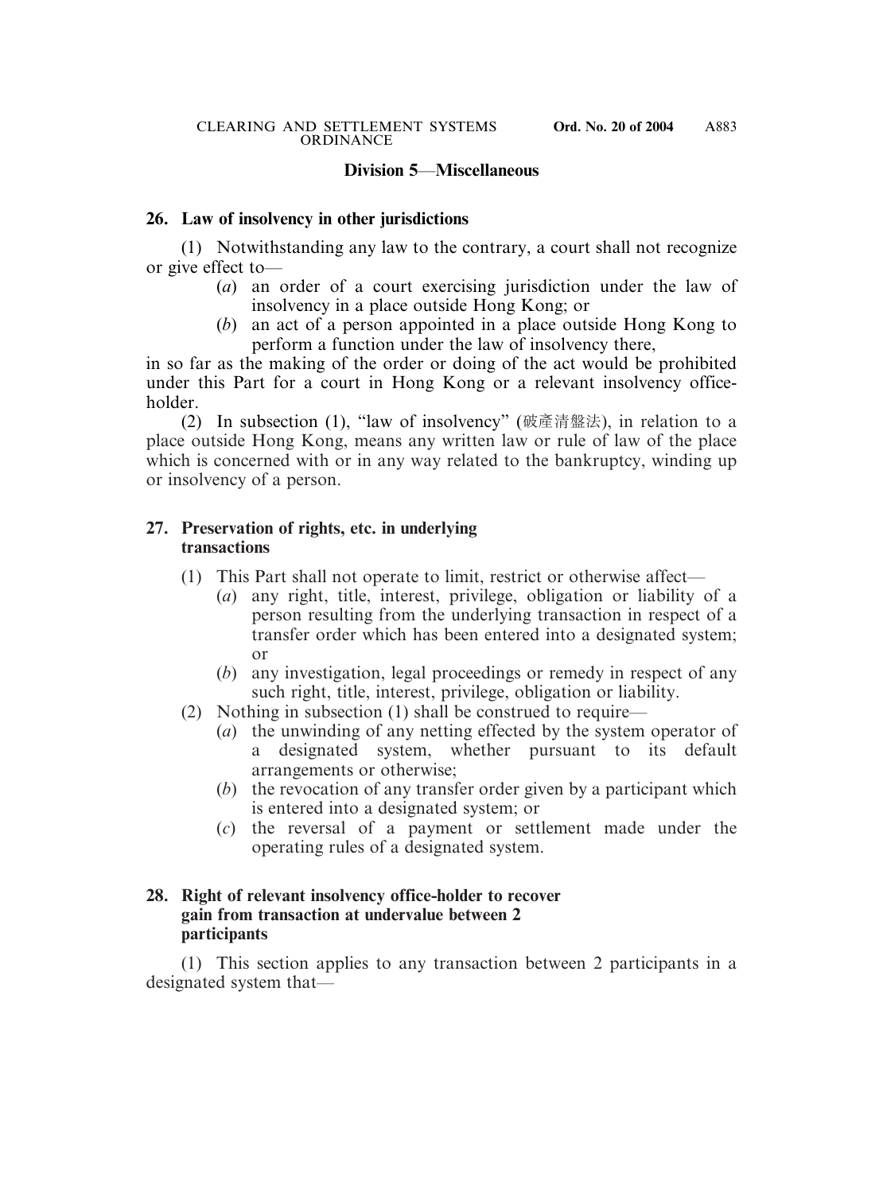## Division 5—Miscellaneous

### 26. Law of insolvency in other jurisdictions

(1) Notwithstanding any law to the contrary, a court shall not recognize or give effect to—

- (*a*) an order of a court exercising jurisdiction under the law of insolvency in a place outside Hong Kong; or
- (*b*) an act of a person appointed in a place outside Hong Kong to perform a function under the law of insolvency there,

in so far as the making of the order or doing of the act would be prohibited under this Part for a court in Hong Kong or a relevant insolvency office-holder.

(2) In subsection (1), "law of insolvency" (破產清盤法), in relation to a place outside Hong Kong, means any written law or rule of law of the place which is concerned with or in any way related to the bankruptcy, winding up or insolvency of a person.

### 27. Preservation of rights, etc. in underlying transactions

(1) This Part shall not operate to limit, restrict or otherwise affect—

- (*a*) any right, title, interest, privilege, obligation or liability of a person resulting from the underlying transaction in respect of a transfer order which has been entered into a designated system; or
- (*b*) any investigation, legal proceedings or remedy in respect of any such right, title, interest, privilege, obligation or liability.

(2) Nothing in subsection (1) shall be construed to require—

- (*a*) the unwinding of any netting effected by the system operator of a designated system, whether pursuant to its default arrangements or otherwise;
- (*b*) the revocation of any transfer order given by a participant which is entered into a designated system; or
- (*c*) the reversal of a payment or settlement made under the operating rules of a designated system.

### 28. Right of relevant insolvency office-holder to recover gain from transaction at undervalue between 2 participants

(1) This section applies to any transaction between 2 participants in a designated system that—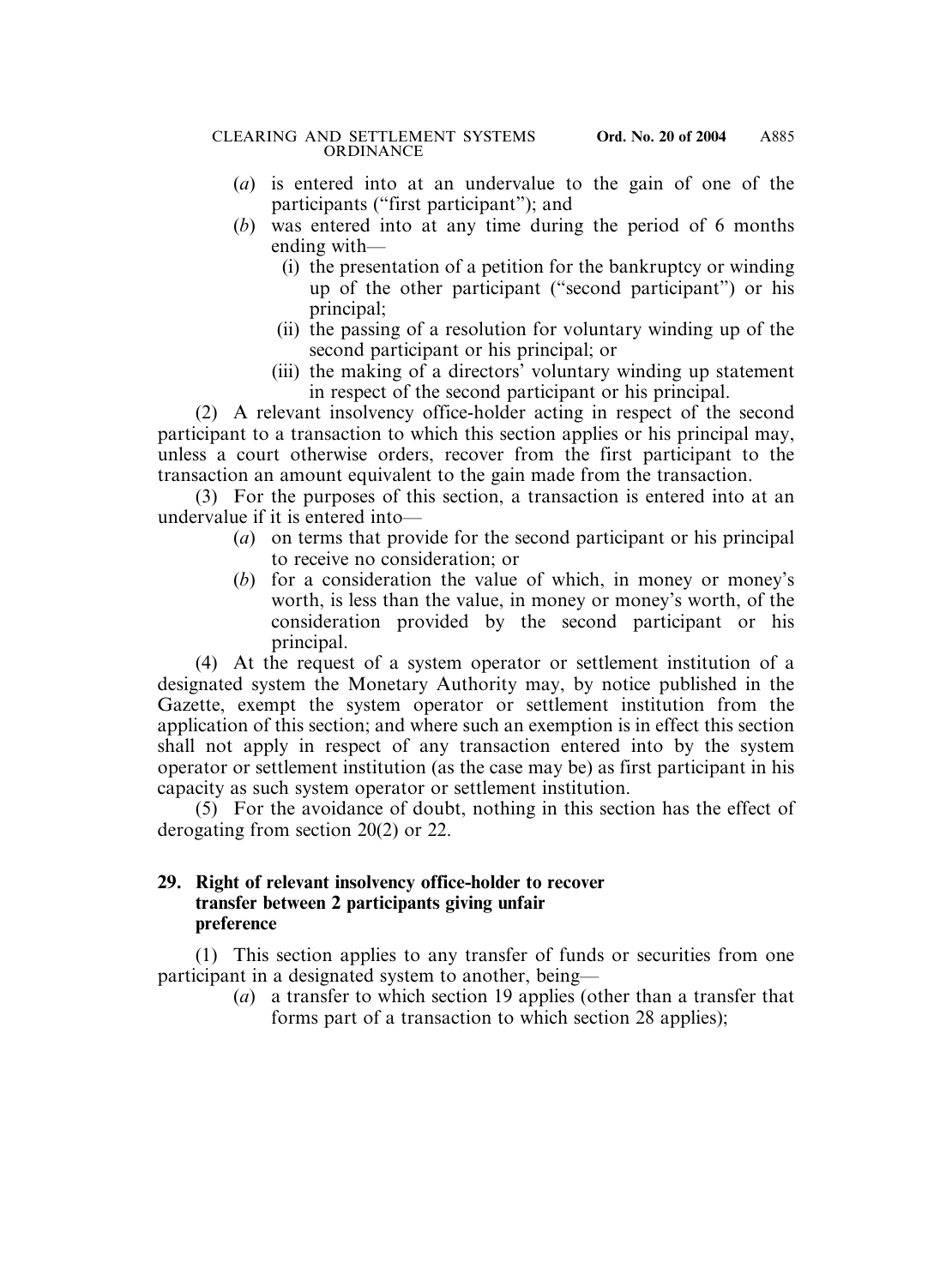(*a*) is entered into at an undervalue to the gain of one of the participants ("first participant"); and

(*b*) was entered into at any time during the period of 6 months ending with—

(i) the presentation of a petition for the bankruptcy or winding up of the other participant ("second participant") or his principal;

(ii) the passing of a resolution for voluntary winding up of the second participant or his principal; or

(iii) the making of a directors' voluntary winding up statement in respect of the second participant or his principal.

(2) A relevant insolvency office-holder acting in respect of the second participant to a transaction to which this section applies or his principal may, unless a court otherwise orders, recover from the first participant to the transaction an amount equivalent to the gain made from the transaction.

(3) For the purposes of this section, a transaction is entered into at an undervalue if it is entered into—

(*a*) on terms that provide for the second participant or his principal to receive no consideration; or

(*b*) for a consideration the value of which, in money or money's worth, is less than the value, in money or money's worth, of the consideration provided by the second participant or his principal.

(4) At the request of a system operator or settlement institution of a designated system the Monetary Authority may, by notice published in the Gazette, exempt the system operator or settlement institution from the application of this section; and where such an exemption is in effect this section shall not apply in respect of any transaction entered into by the system operator or settlement institution (as the case may be) as first participant in his capacity as such system operator or settlement institution.

(5) For the avoidance of doubt, nothing in this section has the effect of derogating from section 20(2) or 22.

**29. Right of relevant insolvency office-holder to recover transfer between 2 participants giving unfair preference**

(1) This section applies to any transfer of funds or securities from one participant in a designated system to another, being—

(*a*) a transfer to which section 19 applies (other than a transfer that forms part of a transaction to which section 28 applies);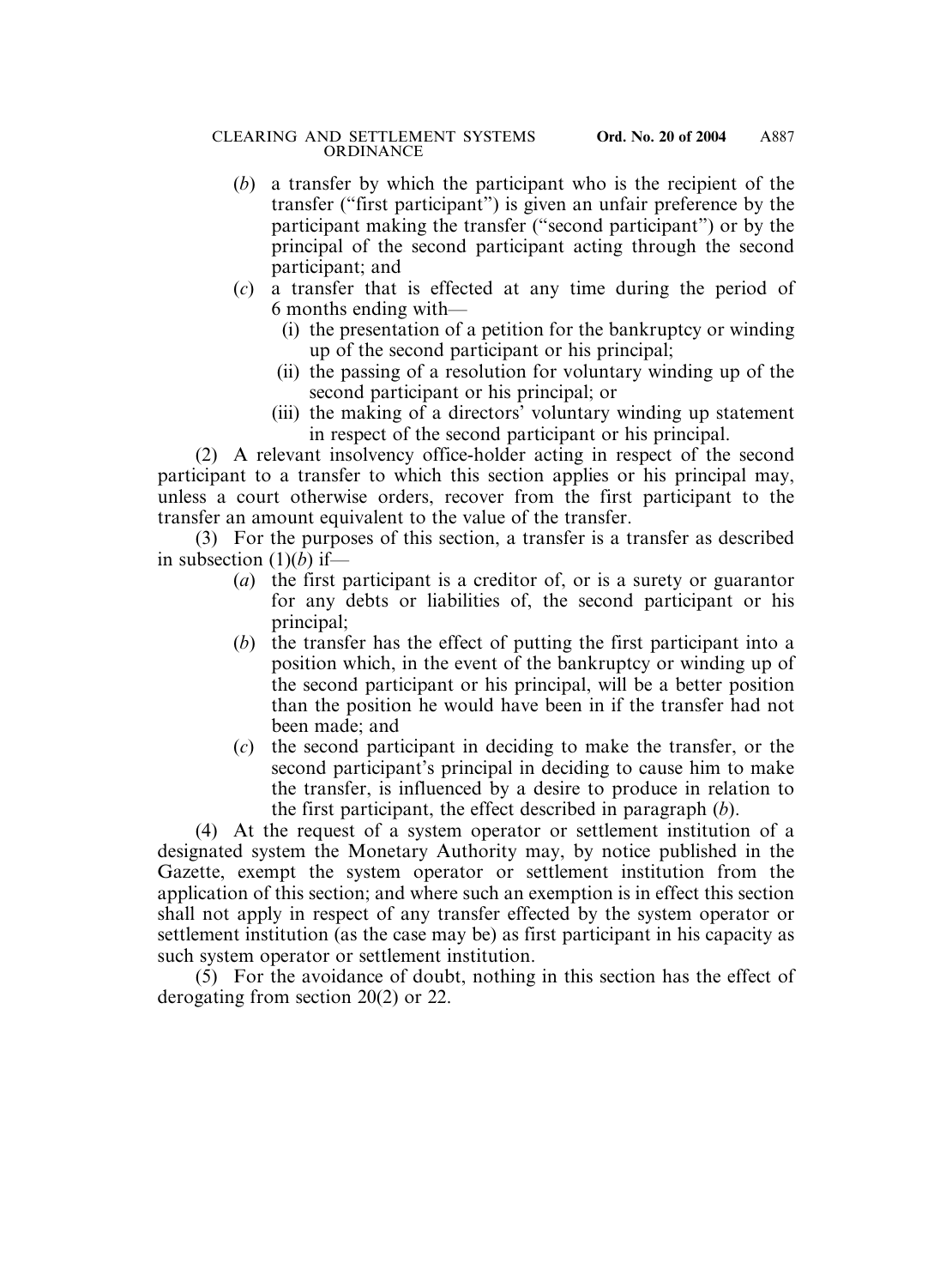(*b*) a transfer by which the participant who is the recipient of the transfer ("first participant") is given an unfair preference by the participant making the transfer ("second participant") or by the principal of the second participant acting through the second participant; and

(*c*) a transfer that is effected at any time during the period of 6 months ending with—

(i) the presentation of a petition for the bankruptcy or winding up of the second participant or his principal;

(ii) the passing of a resolution for voluntary winding up of the second participant or his principal; or

(iii) the making of a directors' voluntary winding up statement in respect of the second participant or his principal.

(2) A relevant insolvency office-holder acting in respect of the second participant to a transfer to which this section applies or his principal may, unless a court otherwise orders, recover from the first participant to the transfer an amount equivalent to the value of the transfer.

(3) For the purposes of this section, a transfer is a transfer as described in subsection (1)(*b*) if—

(*a*) the first participant is a creditor of, or is a surety or guarantor for any debts or liabilities of, the second participant or his principal;

(*b*) the transfer has the effect of putting the first participant into a position which, in the event of the bankruptcy or winding up of the second participant or his principal, will be a better position than the position he would have been in if the transfer had not been made; and

(*c*) the second participant in deciding to make the transfer, or the second participant's principal in deciding to cause him to make the transfer, is influenced by a desire to produce in relation to the first participant, the effect described in paragraph (*b*).

(4) At the request of a system operator or settlement institution of a designated system the Monetary Authority may, by notice published in the Gazette, exempt the system operator or settlement institution from the application of this section; and where such an exemption is in effect this section shall not apply in respect of any transfer effected by the system operator or settlement institution (as the case may be) as first participant in his capacity as such system operator or settlement institution.

(5) For the avoidance of doubt, nothing in this section has the effect of derogating from section 20(2) or 22.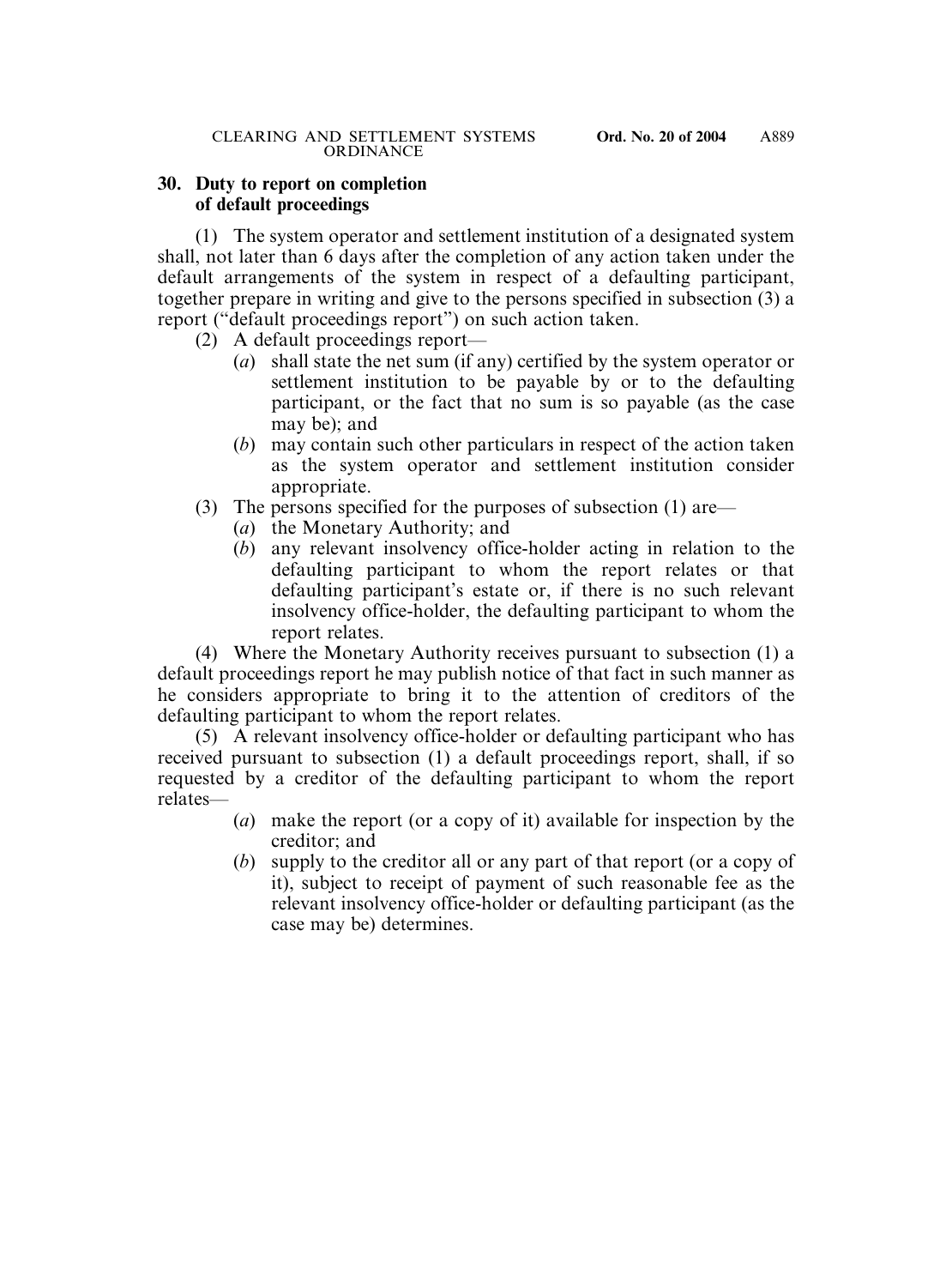### 30. Duty to report on completion of default proceedings

(1) The system operator and settlement institution of a designated system shall, not later than 6 days after the completion of any action taken under the default arrangements of the system in respect of a defaulting participant, together prepare in writing and give to the persons specified in subsection (3) a report ("default proceedings report") on such action taken.

(2) A default proceedings report—

- (*a*) shall state the net sum (if any) certified by the system operator or settlement institution to be payable by or to the defaulting participant, or the fact that no sum is so payable (as the case may be); and
- (*b*) may contain such other particulars in respect of the action taken as the system operator and settlement institution consider appropriate.

(3) The persons specified for the purposes of subsection (1) are—

- (*a*) the Monetary Authority; and
- (*b*) any relevant insolvency office-holder acting in relation to the defaulting participant to whom the report relates or that defaulting participant's estate or, if there is no such relevant insolvency office-holder, the defaulting participant to whom the report relates.

(4) Where the Monetary Authority receives pursuant to subsection (1) a default proceedings report he may publish notice of that fact in such manner as he considers appropriate to bring it to the attention of creditors of the defaulting participant to whom the report relates.

(5) A relevant insolvency office-holder or defaulting participant who has received pursuant to subsection (1) a default proceedings report, shall, if so requested by a creditor of the defaulting participant to whom the report relates—

- (*a*) make the report (or a copy of it) available for inspection by the creditor; and
- (*b*) supply to the creditor all or any part of that report (or a copy of it), subject to receipt of payment of such reasonable fee as the relevant insolvency office-holder or defaulting participant (as the case may be) determines.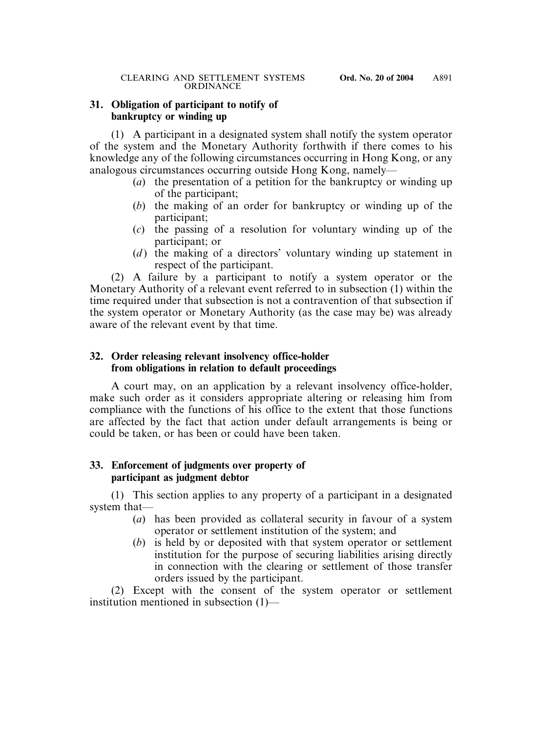### 31. Obligation of participant to notify of bankruptcy or winding up

(1) A participant in a designated system shall notify the system operator of the system and the Monetary Authority forthwith if there comes to his knowledge any of the following circumstances occurring in Hong Kong, or any analogous circumstances occurring outside Hong Kong, namely—

- (*a*) the presentation of a petition for the bankruptcy or winding up of the participant;
- (*b*) the making of an order for bankruptcy or winding up of the participant;
- (*c*) the passing of a resolution for voluntary winding up of the participant; or
- (*d*) the making of a directors' voluntary winding up statement in respect of the participant.

(2) A failure by a participant to notify a system operator or the Monetary Authority of a relevant event referred to in subsection (1) within the time required under that subsection is not a contravention of that subsection if the system operator or Monetary Authority (as the case may be) was already aware of the relevant event by that time.

### 32. Order releasing relevant insolvency office-holder from obligations in relation to default proceedings

A court may, on an application by a relevant insolvency office-holder, make such order as it considers appropriate altering or releasing him from compliance with the functions of his office to the extent that those functions are affected by the fact that action under default arrangements is being or could be taken, or has been or could have been taken.

### 33. Enforcement of judgments over property of participant as judgment debtor

(1) This section applies to any property of a participant in a designated system that—

- (*a*) has been provided as collateral security in favour of a system operator or settlement institution of the system; and
- (*b*) is held by or deposited with that system operator or settlement institution for the purpose of securing liabilities arising directly in connection with the clearing or settlement of those transfer orders issued by the participant.

(2) Except with the consent of the system operator or settlement institution mentioned in subsection (1)—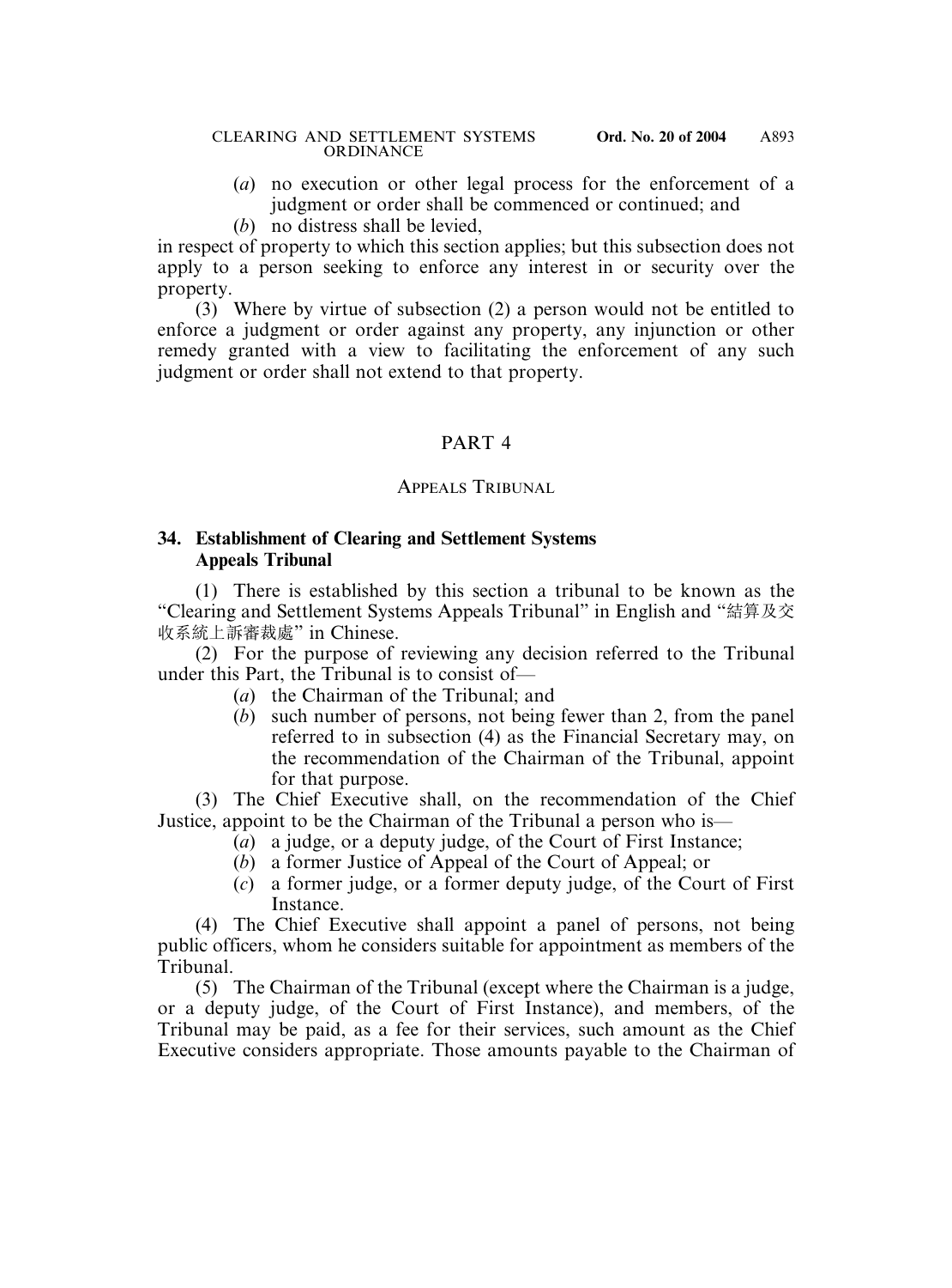(*a*) no execution or other legal process for the enforcement of a judgment or order shall be commenced or continued; and

(*b*) no distress shall be levied,

in respect of property to which this section applies; but this subsection does not apply to a person seeking to enforce any interest in or security over the property.

(3) Where by virtue of subsection (2) a person would not be entitled to enforce a judgment or order against any property, any injunction or other remedy granted with a view to facilitating the enforcement of any such judgment or order shall not extend to that property.

## PART 4

## APPEALS TRIBUNAL

### 34. Establishment of Clearing and Settlement Systems Appeals Tribunal

(1) There is established by this section a tribunal to be known as the "Clearing and Settlement Systems Appeals Tribunal" in English and "結算及交收系統上訴審裁處" in Chinese.

(2) For the purpose of reviewing any decision referred to the Tribunal under this Part, the Tribunal is to consist of—

(*a*) the Chairman of the Tribunal; and

(*b*) such number of persons, not being fewer than 2, from the panel referred to in subsection (4) as the Financial Secretary may, on the recommendation of the Chairman of the Tribunal, appoint for that purpose.

(3) The Chief Executive shall, on the recommendation of the Chief Justice, appoint to be the Chairman of the Tribunal a person who is—

(*a*) a judge, or a deputy judge, of the Court of First Instance;

(*b*) a former Justice of Appeal of the Court of Appeal; or

(*c*) a former judge, or a former deputy judge, of the Court of First Instance.

(4) The Chief Executive shall appoint a panel of persons, not being public officers, whom he considers suitable for appointment as members of the Tribunal.

(5) The Chairman of the Tribunal (except where the Chairman is a judge, or a deputy judge, of the Court of First Instance), and members, of the Tribunal may be paid, as a fee for their services, such amount as the Chief Executive considers appropriate. Those amounts payable to the Chairman of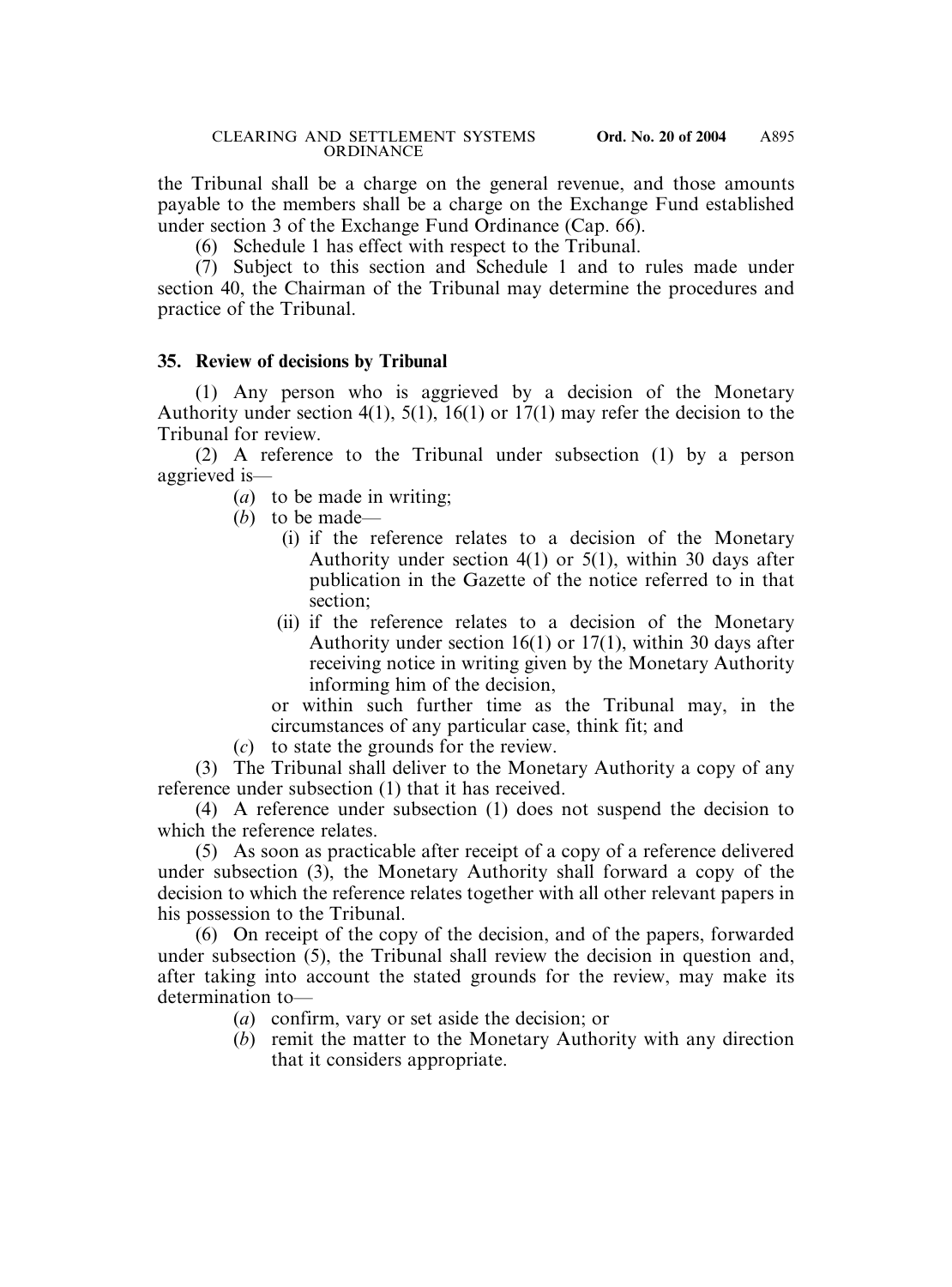the Tribunal shall be a charge on the general revenue, and those amounts payable to the members shall be a charge on the Exchange Fund established under section 3 of the Exchange Fund Ordinance (Cap. 66).

(6) Schedule 1 has effect with respect to the Tribunal.

(7) Subject to this section and Schedule 1 and to rules made under section 40, the Chairman of the Tribunal may determine the procedures and practice of the Tribunal.

**35. Review of decisions by Tribunal**

(1) Any person who is aggrieved by a decision of the Monetary Authority under section 4(1), 5(1), 16(1) or 17(1) may refer the decision to the Tribunal for review.

(2) A reference to the Tribunal under subsection (1) by a person aggrieved is—

- (*a*) to be made in writing;
- (*b*) to be made—
  - (i) if the reference relates to a decision of the Monetary Authority under section 4(1) or 5(1), within 30 days after publication in the Gazette of the notice referred to in that section;
  - (ii) if the reference relates to a decision of the Monetary Authority under section 16(1) or 17(1), within 30 days after receiving notice in writing given by the Monetary Authority informing him of the decision,

  or within such further time as the Tribunal may, in the circumstances of any particular case, think fit; and
- (*c*) to state the grounds for the review.

(3) The Tribunal shall deliver to the Monetary Authority a copy of any reference under subsection (1) that it has received.

(4) A reference under subsection (1) does not suspend the decision to which the reference relates.

(5) As soon as practicable after receipt of a copy of a reference delivered under subsection (3), the Monetary Authority shall forward a copy of the decision to which the reference relates together with all other relevant papers in his possession to the Tribunal.

(6) On receipt of the copy of the decision, and of the papers, forwarded under subsection (5), the Tribunal shall review the decision in question and, after taking into account the stated grounds for the review, may make its determination to—

- (*a*) confirm, vary or set aside the decision; or
- (*b*) remit the matter to the Monetary Authority with any direction that it considers appropriate.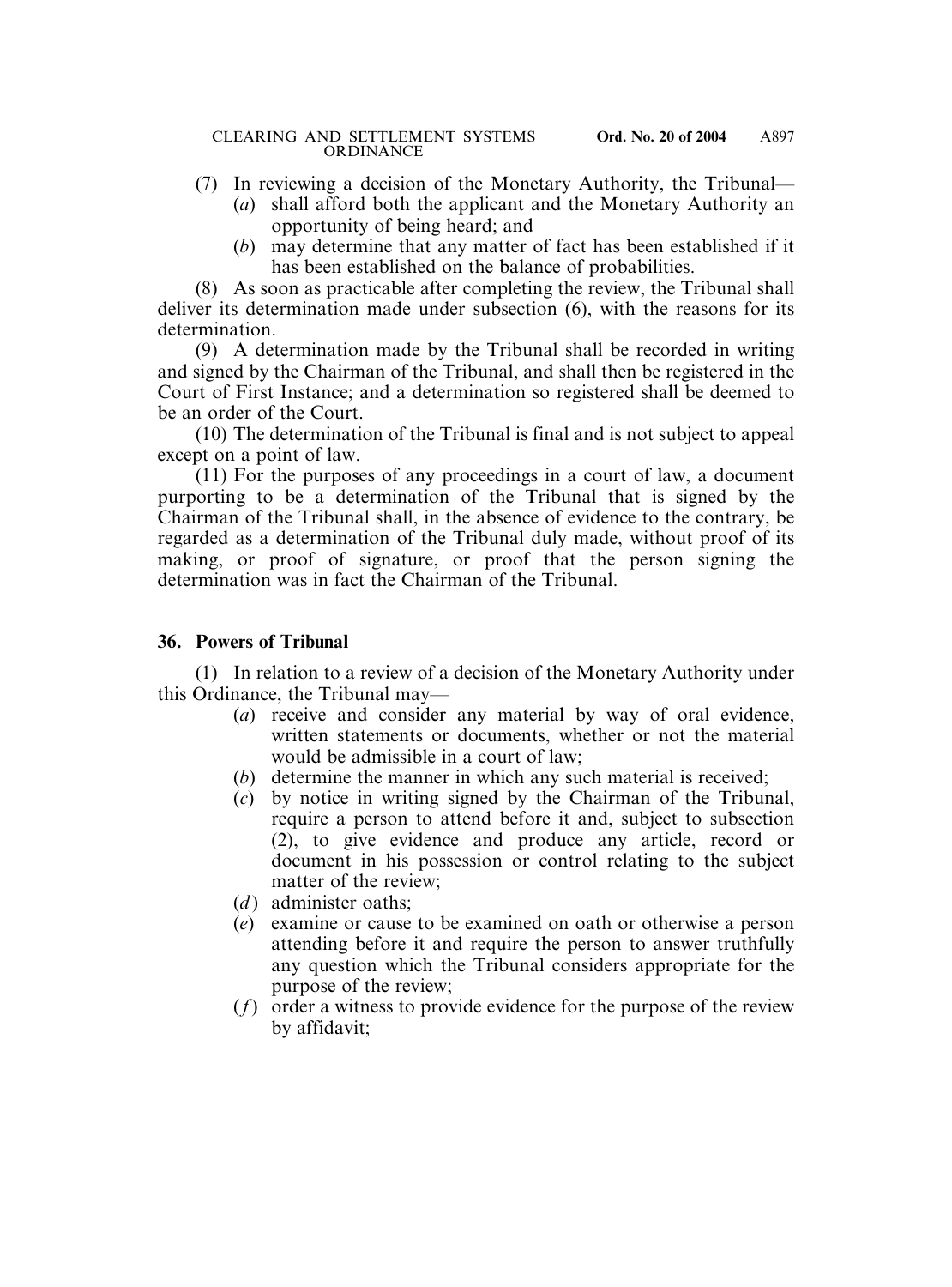(7) In reviewing a decision of the Monetary Authority, the Tribunal—

(*a*) shall afford both the applicant and the Monetary Authority an opportunity of being heard; and

(*b*) may determine that any matter of fact has been established if it has been established on the balance of probabilities.

(8) As soon as practicable after completing the review, the Tribunal shall deliver its determination made under subsection (6), with the reasons for its determination.

(9) A determination made by the Tribunal shall be recorded in writing and signed by the Chairman of the Tribunal, and shall then be registered in the Court of First Instance; and a determination so registered shall be deemed to be an order of the Court.

(10) The determination of the Tribunal is final and is not subject to appeal except on a point of law.

(11) For the purposes of any proceedings in a court of law, a document purporting to be a determination of the Tribunal that is signed by the Chairman of the Tribunal shall, in the absence of evidence to the contrary, be regarded as a determination of the Tribunal duly made, without proof of its making, or proof of signature, or proof that the person signing the determination was in fact the Chairman of the Tribunal.

**36. Powers of Tribunal**

(1) In relation to a review of a decision of the Monetary Authority under this Ordinance, the Tribunal may—

(*a*) receive and consider any material by way of oral evidence, written statements or documents, whether or not the material would be admissible in a court of law;

(*b*) determine the manner in which any such material is received;

(*c*) by notice in writing signed by the Chairman of the Tribunal, require a person to attend before it and, subject to subsection (2), to give evidence and produce any article, record or document in his possession or control relating to the subject matter of the review;

(*d*) administer oaths;

(*e*) examine or cause to be examined on oath or otherwise a person attending before it and require the person to answer truthfully any question which the Tribunal considers appropriate for the purpose of the review;

(*f*) order a witness to provide evidence for the purpose of the review by affidavit;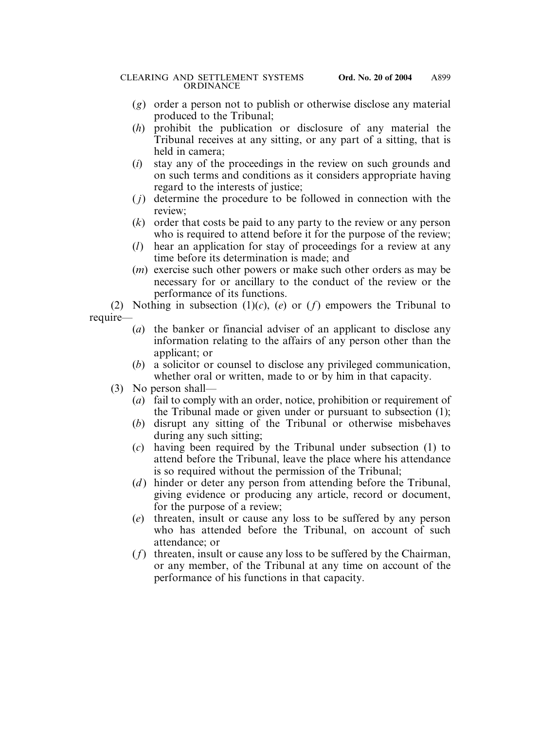(*g*) order a person not to publish or otherwise disclose any material produced to the Tribunal;

(*h*) prohibit the publication or disclosure of any material the Tribunal receives at any sitting, or any part of a sitting, that is held in camera;

(*i*) stay any of the proceedings in the review on such grounds and on such terms and conditions as it considers appropriate having regard to the interests of justice;

(*j*) determine the procedure to be followed in connection with the review;

(*k*) order that costs be paid to any party to the review or any person who is required to attend before it for the purpose of the review;

(*l*) hear an application for stay of proceedings for a review at any time before its determination is made; and

(*m*) exercise such other powers or make such other orders as may be necessary for or ancillary to the conduct of the review or the performance of its functions.

(2) Nothing in subsection (1)(*c*), (*e*) or (*f*) empowers the Tribunal to require—

(*a*) the banker or financial adviser of an applicant to disclose any information relating to the affairs of any person other than the applicant; or

(*b*) a solicitor or counsel to disclose any privileged communication, whether oral or written, made to or by him in that capacity.

(3) No person shall—

(*a*) fail to comply with an order, notice, prohibition or requirement of the Tribunal made or given under or pursuant to subsection (1);

(*b*) disrupt any sitting of the Tribunal or otherwise misbehaves during any such sitting;

(*c*) having been required by the Tribunal under subsection (1) to attend before the Tribunal, leave the place where his attendance is so required without the permission of the Tribunal;

(*d*) hinder or deter any person from attending before the Tribunal, giving evidence or producing any article, record or document, for the purpose of a review;

(*e*) threaten, insult or cause any loss to be suffered by any person who has attended before the Tribunal, on account of such attendance; or

(*f*) threaten, insult or cause any loss to be suffered by the Chairman, or any member, of the Tribunal at any time on account of the performance of his functions in that capacity.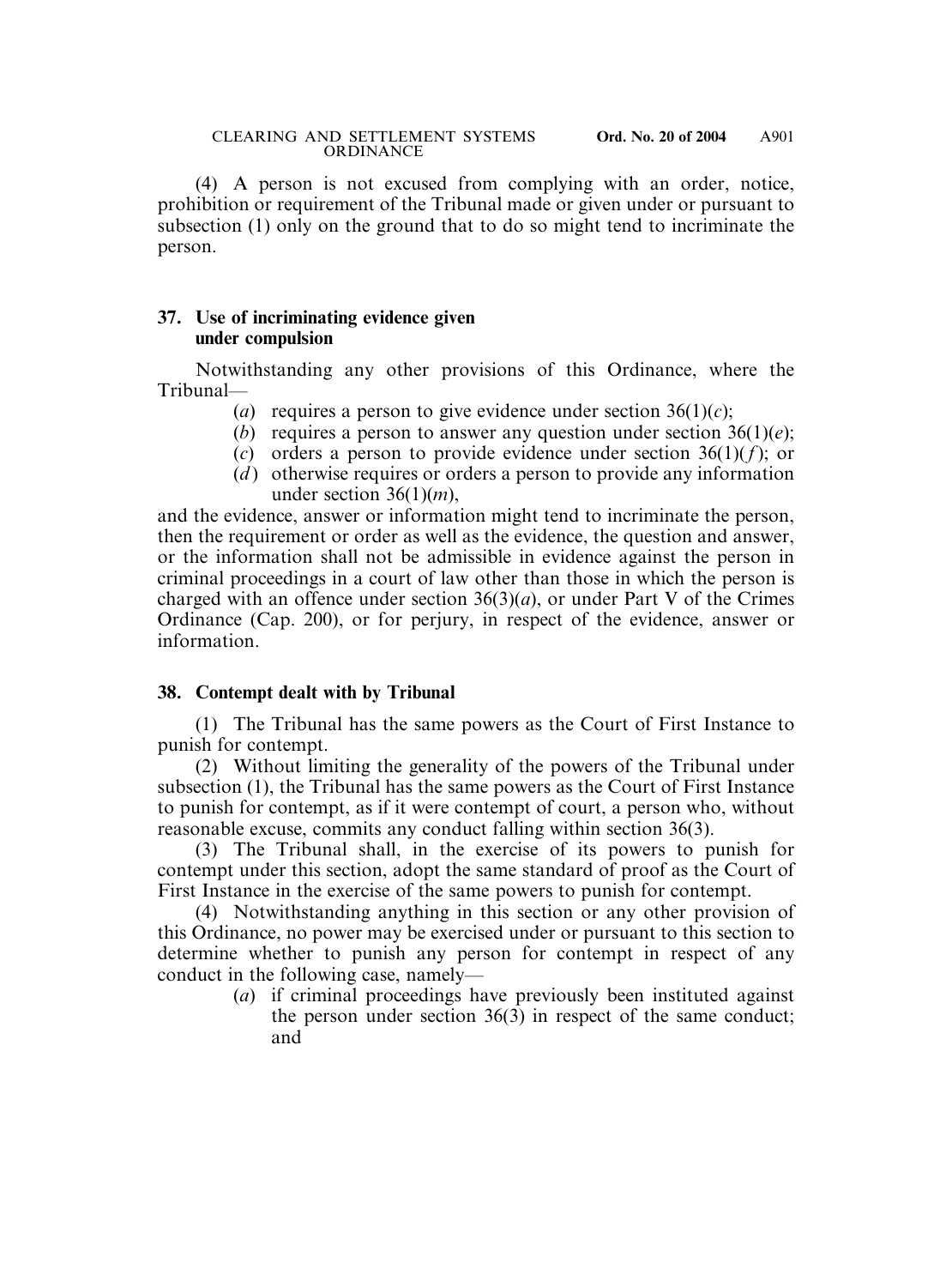(4) A person is not excused from complying with an order, notice, prohibition or requirement of the Tribunal made or given under or pursuant to subsection (1) only on the ground that to do so might tend to incriminate the person.

**37. Use of incriminating evidence given under compulsion**

Notwithstanding any other provisions of this Ordinance, where the Tribunal—

(*a*) requires a person to give evidence under section 36(1)(*c*);

(*b*) requires a person to answer any question under section 36(1)(*e*);

(*c*) orders a person to provide evidence under section 36(1)(*f*); or

(*d*) otherwise requires or orders a person to provide any information under section 36(1)(*m*),

and the evidence, answer or information might tend to incriminate the person, then the requirement or order as well as the evidence, the question and answer, or the information shall not be admissible in evidence against the person in criminal proceedings in a court of law other than those in which the person is charged with an offence under section 36(3)(*a*), or under Part V of the Crimes Ordinance (Cap. 200), or for perjury, in respect of the evidence, answer or information.

**38. Contempt dealt with by Tribunal**

(1) The Tribunal has the same powers as the Court of First Instance to punish for contempt.

(2) Without limiting the generality of the powers of the Tribunal under subsection (1), the Tribunal has the same powers as the Court of First Instance to punish for contempt, as if it were contempt of court, a person who, without reasonable excuse, commits any conduct falling within section 36(3).

(3) The Tribunal shall, in the exercise of its powers to punish for contempt under this section, adopt the same standard of proof as the Court of First Instance in the exercise of the same powers to punish for contempt.

(4) Notwithstanding anything in this section or any other provision of this Ordinance, no power may be exercised under or pursuant to this section to determine whether to punish any person for contempt in respect of any conduct in the following case, namely—

(*a*) if criminal proceedings have previously been instituted against the person under section 36(3) in respect of the same conduct; and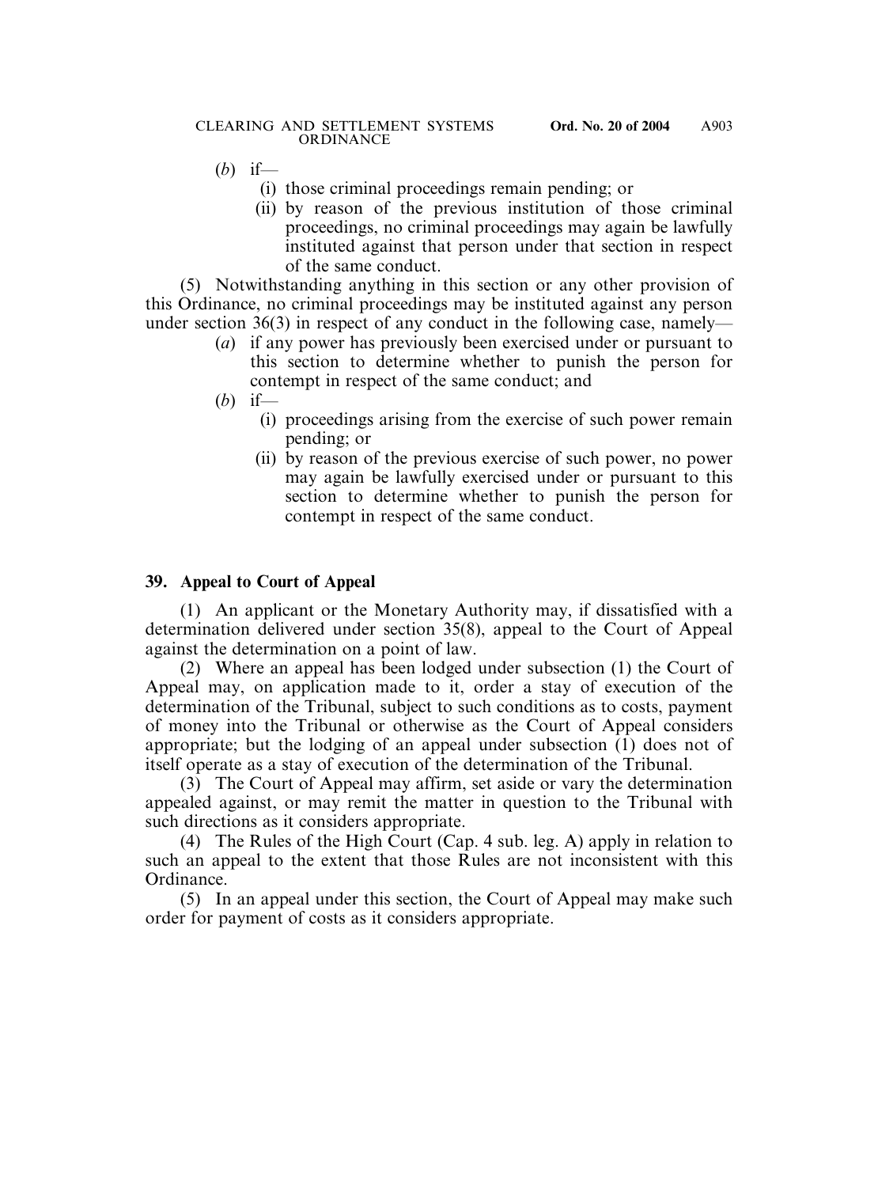(*b*) if—

(i) those criminal proceedings remain pending; or

(ii) by reason of the previous institution of those criminal proceedings, no criminal proceedings may again be lawfully instituted against that person under that section in respect of the same conduct.

(5) Notwithstanding anything in this section or any other provision of this Ordinance, no criminal proceedings may be instituted against any person under section 36(3) in respect of any conduct in the following case, namely—

(*a*) if any power has previously been exercised under or pursuant to this section to determine whether to punish the person for contempt in respect of the same conduct; and

(*b*) if—

(i) proceedings arising from the exercise of such power remain pending; or

(ii) by reason of the previous exercise of such power, no power may again be lawfully exercised under or pursuant to this section to determine whether to punish the person for contempt in respect of the same conduct.

**39. Appeal to Court of Appeal**

(1) An applicant or the Monetary Authority may, if dissatisfied with a determination delivered under section 35(8), appeal to the Court of Appeal against the determination on a point of law.

(2) Where an appeal has been lodged under subsection (1) the Court of Appeal may, on application made to it, order a stay of execution of the determination of the Tribunal, subject to such conditions as to costs, payment of money into the Tribunal or otherwise as the Court of Appeal considers appropriate; but the lodging of an appeal under subsection (1) does not of itself operate as a stay of execution of the determination of the Tribunal.

(3) The Court of Appeal may affirm, set aside or vary the determination appealed against, or may remit the matter in question to the Tribunal with such directions as it considers appropriate.

(4) The Rules of the High Court (Cap. 4 sub. leg. A) apply in relation to such an appeal to the extent that those Rules are not inconsistent with this Ordinance.

(5) In an appeal under this section, the Court of Appeal may make such order for payment of costs as it considers appropriate.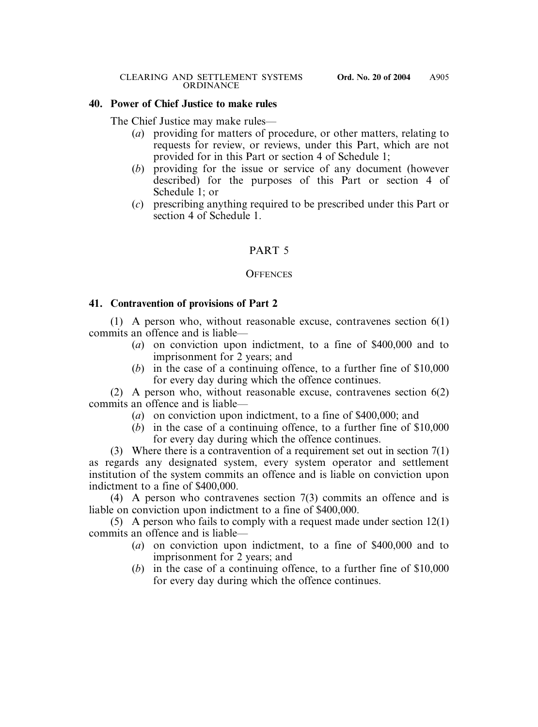### 40. Power of Chief Justice to make rules

The Chief Justice may make rules—

- (*a*) providing for matters of procedure, or other matters, relating to requests for review, or reviews, under this Part, which are not provided for in this Part or section 4 of Schedule 1;
- (*b*) providing for the issue or service of any document (however described) for the purposes of this Part or section 4 of Schedule 1; or
- (*c*) prescribing anything required to be prescribed under this Part or section 4 of Schedule 1.

## PART 5

## OFFENCES

### 41. Contravention of provisions of Part 2

(1) A person who, without reasonable excuse, contravenes section 6(1) commits an offence and is liable—

- (*a*) on conviction upon indictment, to a fine of $400,000 and to imprisonment for 2 years; and
- (*b*) in the case of a continuing offence, to a further fine of $10,000 for every day during which the offence continues.

(2) A person who, without reasonable excuse, contravenes section 6(2) commits an offence and is liable—

- (*a*) on conviction upon indictment, to a fine of $400,000; and
- (*b*) in the case of a continuing offence, to a further fine of $10,000 for every day during which the offence continues.

(3) Where there is a contravention of a requirement set out in section 7(1) as regards any designated system, every system operator and settlement institution of the system commits an offence and is liable on conviction upon indictment to a fine of $400,000.

(4) A person who contravenes section 7(3) commits an offence and is liable on conviction upon indictment to a fine of $400,000.

(5) A person who fails to comply with a request made under section 12(1) commits an offence and is liable—

- (*a*) on conviction upon indictment, to a fine of $400,000 and to imprisonment for 2 years; and
- (*b*) in the case of a continuing offence, to a further fine of $10,000 for every day during which the offence continues.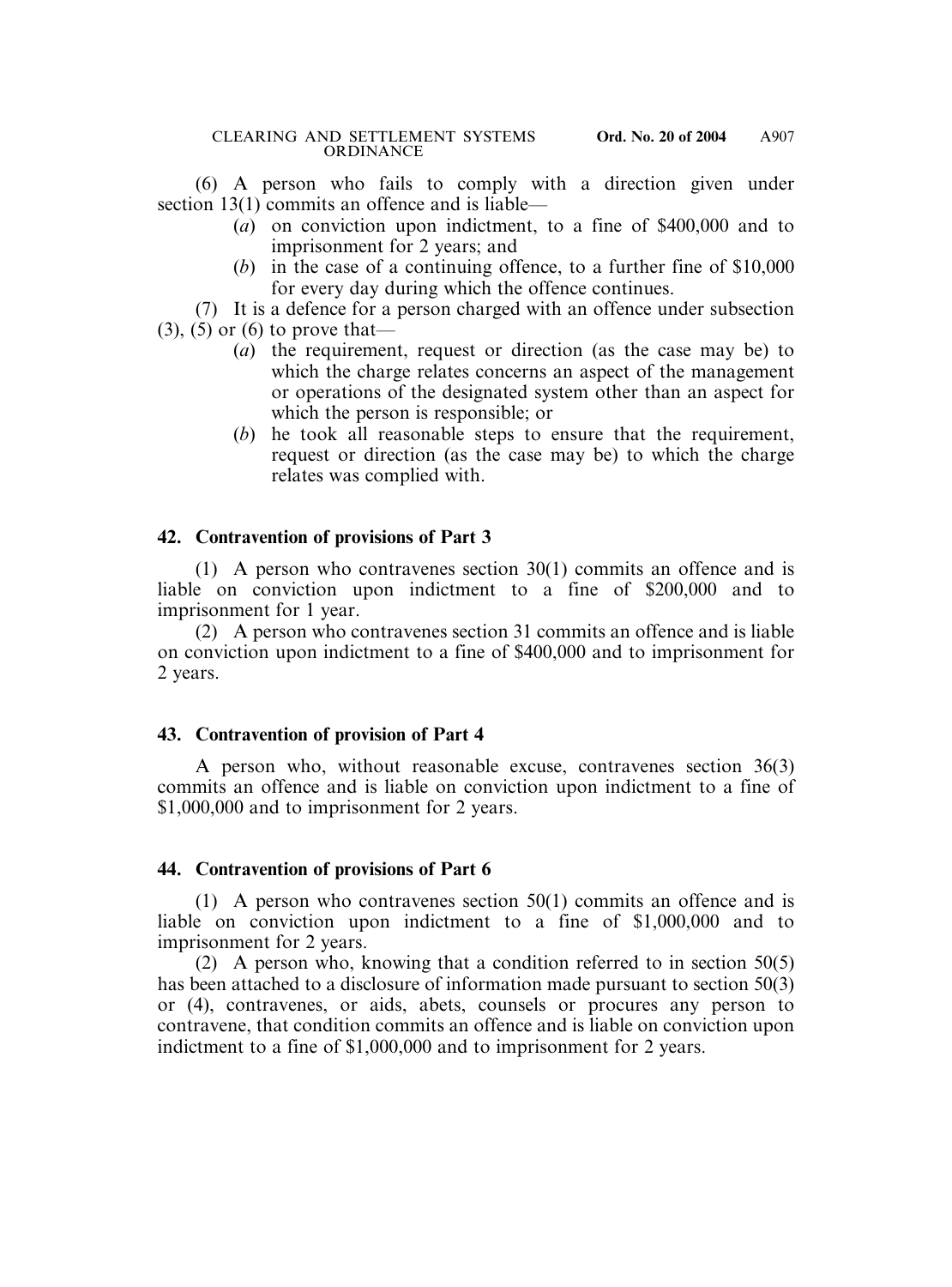(6) A person who fails to comply with a direction given under section 13(1) commits an offence and is liable—

(*a*) on conviction upon indictment, to a fine of $400,000 and to imprisonment for 2 years; and

(*b*) in the case of a continuing offence, to a further fine of $10,000 for every day during which the offence continues.

(7) It is a defence for a person charged with an offence under subsection (3), (5) or (6) to prove that—

(*a*) the requirement, request or direction (as the case may be) to which the charge relates concerns an aspect of the management or operations of the designated system other than an aspect for which the person is responsible; or

(*b*) he took all reasonable steps to ensure that the requirement, request or direction (as the case may be) to which the charge relates was complied with.

**42. Contravention of provisions of Part 3**

(1) A person who contravenes section 30(1) commits an offence and is liable on conviction upon indictment to a fine of $200,000 and to imprisonment for 1 year.

(2) A person who contravenes section 31 commits an offence and is liable on conviction upon indictment to a fine of $400,000 and to imprisonment for 2 years.

**43. Contravention of provision of Part 4**

A person who, without reasonable excuse, contravenes section 36(3) commits an offence and is liable on conviction upon indictment to a fine of $1,000,000 and to imprisonment for 2 years.

**44. Contravention of provisions of Part 6**

(1) A person who contravenes section 50(1) commits an offence and is liable on conviction upon indictment to a fine of $1,000,000 and to imprisonment for 2 years.

(2) A person who, knowing that a condition referred to in section 50(5) has been attached to a disclosure of information made pursuant to section 50(3) or (4), contravenes, or aids, abets, counsels or procures any person to contravene, that condition commits an offence and is liable on conviction upon indictment to a fine of $1,000,000 and to imprisonment for 2 years.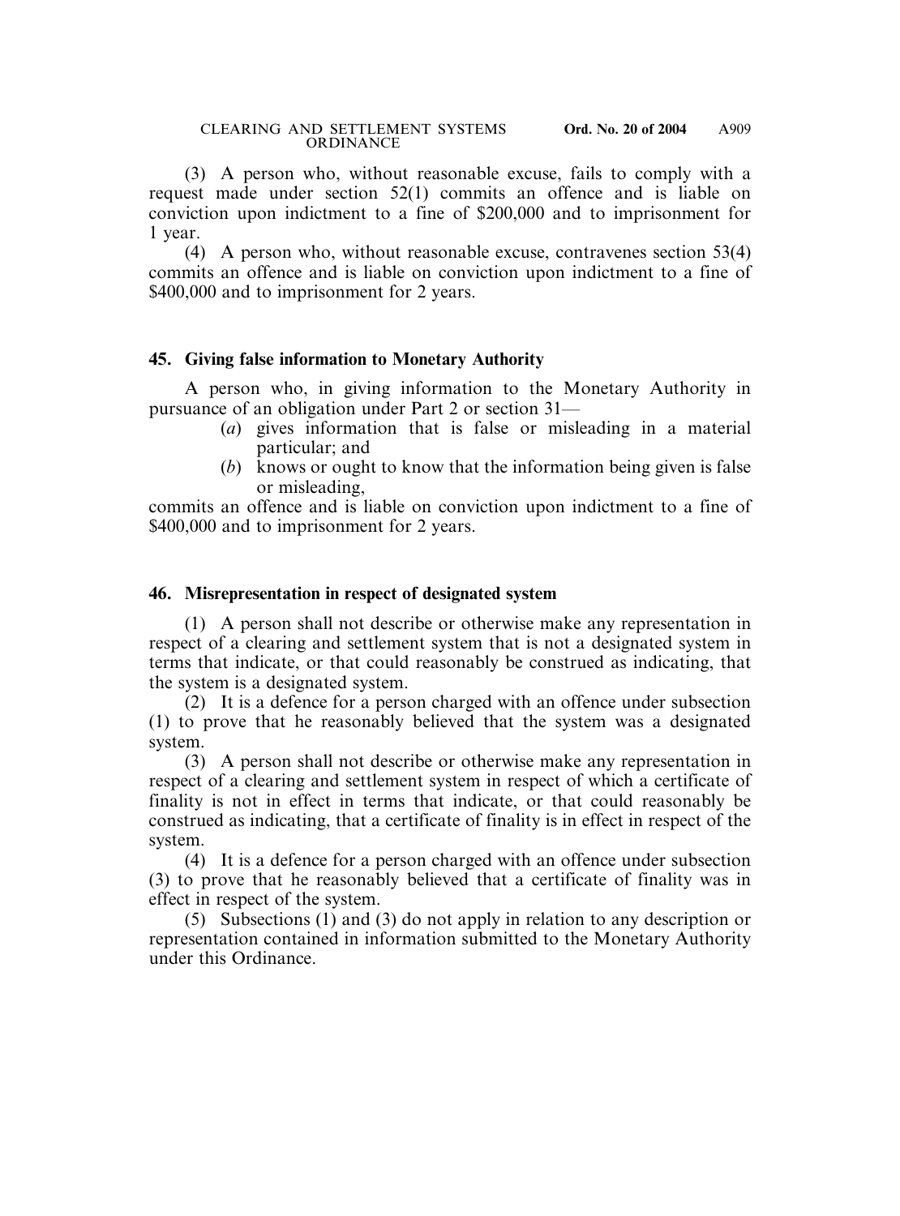(3) A person who, without reasonable excuse, fails to comply with a request made under section 52(1) commits an offence and is liable on conviction upon indictment to a fine of $200,000 and to imprisonment for 1 year.

(4) A person who, without reasonable excuse, contravenes section 53(4) commits an offence and is liable on conviction upon indictment to a fine of $400,000 and to imprisonment for 2 years.

**45. Giving false information to Monetary Authority**

A person who, in giving information to the Monetary Authority in pursuance of an obligation under Part 2 or section 31—

(*a*) gives information that is false or misleading in a material particular; and

(*b*) knows or ought to know that the information being given is false or misleading,

commits an offence and is liable on conviction upon indictment to a fine of $400,000 and to imprisonment for 2 years.

**46. Misrepresentation in respect of designated system**

(1) A person shall not describe or otherwise make any representation in respect of a clearing and settlement system that is not a designated system in terms that indicate, or that could reasonably be construed as indicating, that the system is a designated system.

(2) It is a defence for a person charged with an offence under subsection (1) to prove that he reasonably believed that the system was a designated system.

(3) A person shall not describe or otherwise make any representation in respect of a clearing and settlement system in respect of which a certificate of finality is not in effect in terms that indicate, or that could reasonably be construed as indicating, that a certificate of finality is in effect in respect of the system.

(4) It is a defence for a person charged with an offence under subsection (3) to prove that he reasonably believed that a certificate of finality was in effect in respect of the system.

(5) Subsections (1) and (3) do not apply in relation to any description or representation contained in information submitted to the Monetary Authority under this Ordinance.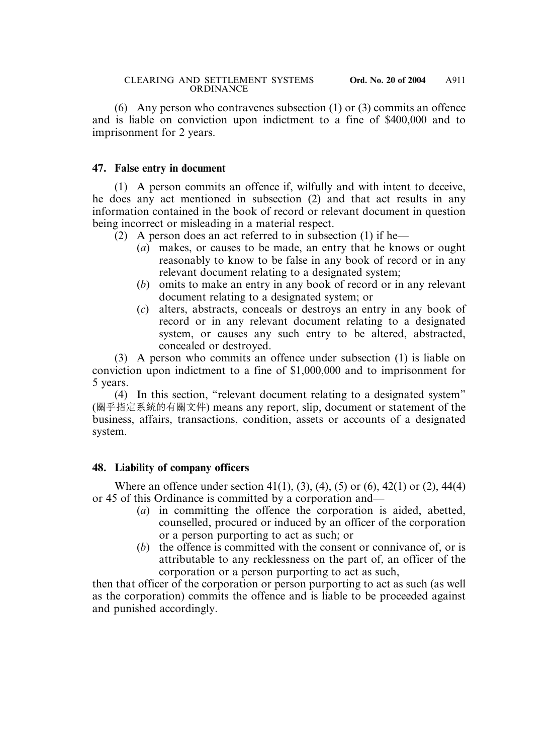(6) Any person who contravenes subsection (1) or (3) commits an offence and is liable on conviction upon indictment to a fine of $400,000 and to imprisonment for 2 years.

**47. False entry in document**

(1) A person commits an offence if, wilfully and with intent to deceive, he does any act mentioned in subsection (2) and that act results in any information contained in the book of record or relevant document in question being incorrect or misleading in a material respect.

(2) A person does an act referred to in subsection (1) if he—

(*a*) makes, or causes to be made, an entry that he knows or ought reasonably to know to be false in any book of record or in any relevant document relating to a designated system;

(*b*) omits to make an entry in any book of record or in any relevant document relating to a designated system; or

(*c*) alters, abstracts, conceals or destroys an entry in any book of record or in any relevant document relating to a designated system, or causes any such entry to be altered, abstracted, concealed or destroyed.

(3) A person who commits an offence under subsection (1) is liable on conviction upon indictment to a fine of $1,000,000 and to imprisonment for 5 years.

(4) In this section, "relevant document relating to a designated system" (關乎指定系統的有關文件) means any report, slip, document or statement of the business, affairs, transactions, condition, assets or accounts of a designated system.

**48. Liability of company officers**

Where an offence under section 41(1), (3), (4), (5) or (6), 42(1) or (2), 44(4) or 45 of this Ordinance is committed by a corporation and—

(*a*) in committing the offence the corporation is aided, abetted, counselled, procured or induced by an officer of the corporation or a person purporting to act as such; or

(*b*) the offence is committed with the consent or connivance of, or is attributable to any recklessness on the part of, an officer of the corporation or a person purporting to act as such,

then that officer of the corporation or person purporting to act as such (as well as the corporation) commits the offence and is liable to be proceeded against and punished accordingly.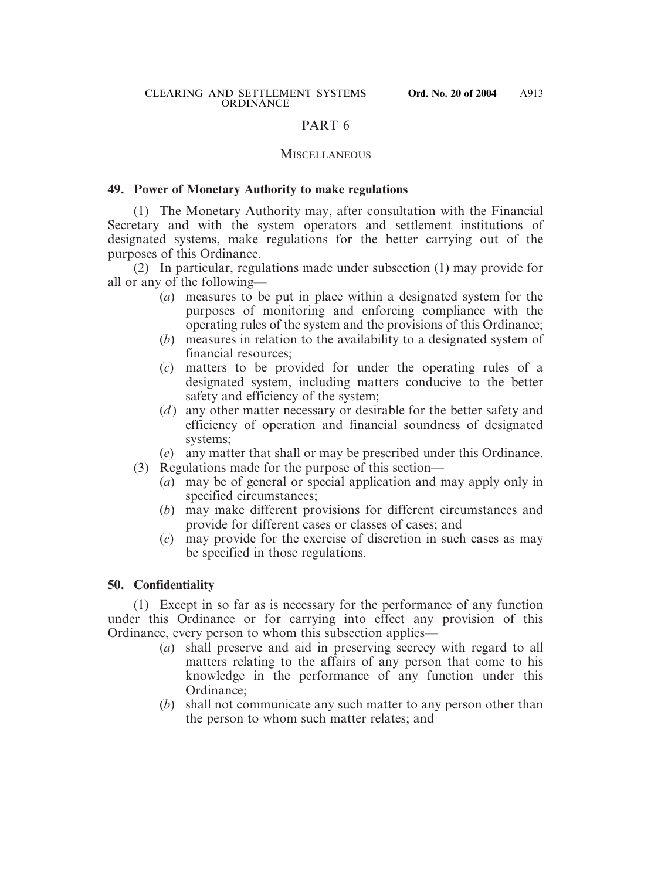## PART 6

### MISCELLANEOUS

**49. Power of Monetary Authority to make regulations**

(1) The Monetary Authority may, after consultation with the Financial Secretary and with the system operators and settlement institutions of designated systems, make regulations for the better carrying out of the purposes of this Ordinance.

(2) In particular, regulations made under subsection (1) may provide for all or any of the following—

- (*a*) measures to be put in place within a designated system for the purposes of monitoring and enforcing compliance with the operating rules of the system and the provisions of this Ordinance;
- (*b*) measures in relation to the availability to a designated system of financial resources;
- (*c*) matters to be provided for under the operating rules of a designated system, including matters conducive to the better safety and efficiency of the system;
- (*d*) any other matter necessary or desirable for the better safety and efficiency of operation and financial soundness of designated systems;
- (*e*) any matter that shall or may be prescribed under this Ordinance.

(3) Regulations made for the purpose of this section—

- (*a*) may be of general or special application and may apply only in specified circumstances;
- (*b*) may make different provisions for different circumstances and provide for different cases or classes of cases; and
- (*c*) may provide for the exercise of discretion in such cases as may be specified in those regulations.

**50. Confidentiality**

(1) Except in so far as is necessary for the performance of any function under this Ordinance or for carrying into effect any provision of this Ordinance, every person to whom this subsection applies—

- (*a*) shall preserve and aid in preserving secrecy with regard to all matters relating to the affairs of any person that come to his knowledge in the performance of any function under this Ordinance;
- (*b*) shall not communicate any such matter to any person other than the person to whom such matter relates; and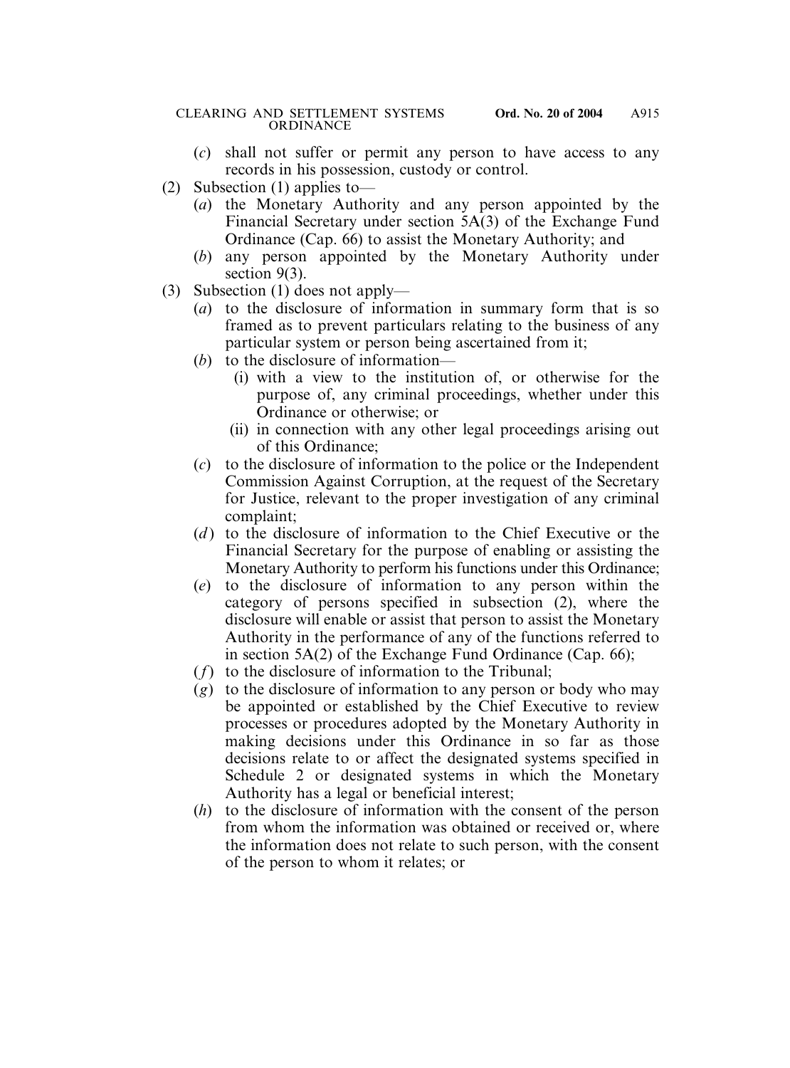(*c*) shall not suffer or permit any person to have access to any records in his possession, custody or control.

(2) Subsection (1) applies to—

(*a*) the Monetary Authority and any person appointed by the Financial Secretary under section 5A(3) of the Exchange Fund Ordinance (Cap. 66) to assist the Monetary Authority; and

(*b*) any person appointed by the Monetary Authority under section 9(3).

(3) Subsection (1) does not apply—

(*a*) to the disclosure of information in summary form that is so framed as to prevent particulars relating to the business of any particular system or person being ascertained from it;

(*b*) to the disclosure of information—

(i) with a view to the institution of, or otherwise for the purpose of, any criminal proceedings, whether under this Ordinance or otherwise; or

(ii) in connection with any other legal proceedings arising out of this Ordinance;

(*c*) to the disclosure of information to the police or the Independent Commission Against Corruption, at the request of the Secretary for Justice, relevant to the proper investigation of any criminal complaint;

(*d*) to the disclosure of information to the Chief Executive or the Financial Secretary for the purpose of enabling or assisting the Monetary Authority to perform his functions under this Ordinance;

(*e*) to the disclosure of information to any person within the category of persons specified in subsection (2), where the disclosure will enable or assist that person to assist the Monetary Authority in the performance of any of the functions referred to in section 5A(2) of the Exchange Fund Ordinance (Cap. 66);

(*f*) to the disclosure of information to the Tribunal;

(*g*) to the disclosure of information to any person or body who may be appointed or established by the Chief Executive to review processes or procedures adopted by the Monetary Authority in making decisions under this Ordinance in so far as those decisions relate to or affect the designated systems specified in Schedule 2 or designated systems in which the Monetary Authority has a legal or beneficial interest;

(*h*) to the disclosure of information with the consent of the person from whom the information was obtained or received or, where the information does not relate to such person, with the consent of the person to whom it relates; or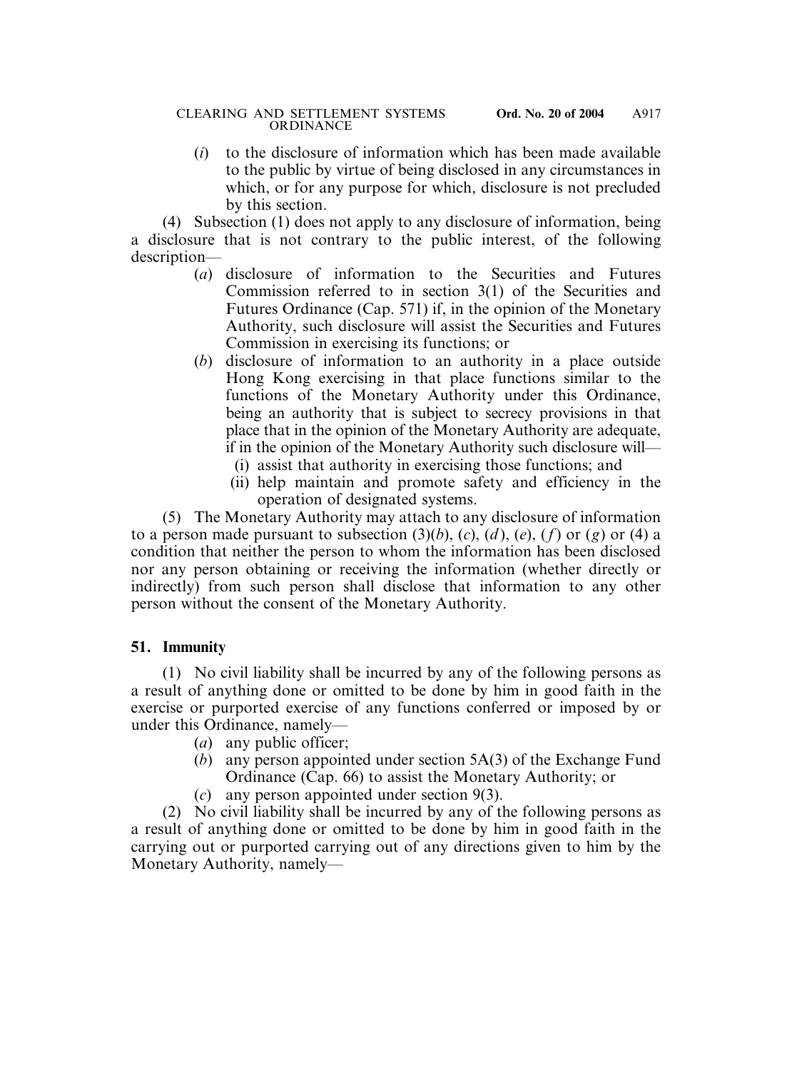(*i*) to the disclosure of information which has been made available to the public by virtue of being disclosed in any circumstances in which, or for any purpose for which, disclosure is not precluded by this section.

(4) Subsection (1) does not apply to any disclosure of information, being a disclosure that is not contrary to the public interest, of the following description—

(*a*) disclosure of information to the Securities and Futures Commission referred to in section 3(1) of the Securities and Futures Ordinance (Cap. 571) if, in the opinion of the Monetary Authority, such disclosure will assist the Securities and Futures Commission in exercising its functions; or

(*b*) disclosure of information to an authority in a place outside Hong Kong exercising in that place functions similar to the functions of the Monetary Authority under this Ordinance, being an authority that is subject to secrecy provisions in that place that in the opinion of the Monetary Authority are adequate, if in the opinion of the Monetary Authority such disclosure will—

(i) assist that authority in exercising those functions; and

(ii) help maintain and promote safety and efficiency in the operation of designated systems.

(5) The Monetary Authority may attach to any disclosure of information to a person made pursuant to subsection (3)(*b*), (*c*), (*d*), (*e*), (*f*) or (*g*) or (4) a condition that neither the person to whom the information has been disclosed nor any person obtaining or receiving the information (whether directly or indirectly) from such person shall disclose that information to any other person without the consent of the Monetary Authority.

**51. Immunity**

(1) No civil liability shall be incurred by any of the following persons as a result of anything done or omitted to be done by him in good faith in the exercise or purported exercise of any functions conferred or imposed by or under this Ordinance, namely—

(*a*) any public officer;

(*b*) any person appointed under section 5A(3) of the Exchange Fund Ordinance (Cap. 66) to assist the Monetary Authority; or

(*c*) any person appointed under section 9(3).

(2) No civil liability shall be incurred by any of the following persons as a result of anything done or omitted to be done by him in good faith in the carrying out or purported carrying out of any directions given to him by the Monetary Authority, namely—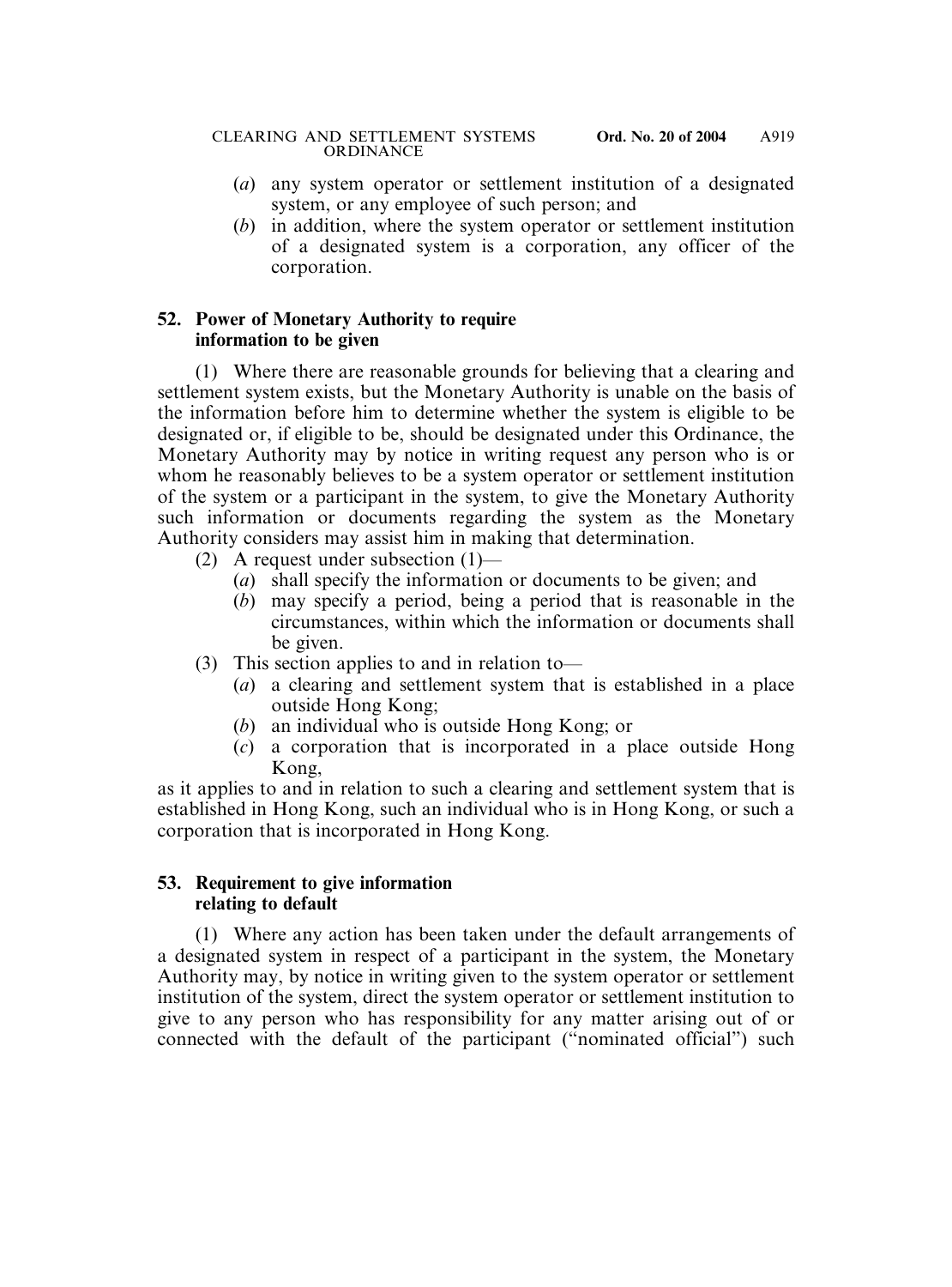(*a*) any system operator or settlement institution of a designated system, or any employee of such person; and

(*b*) in addition, where the system operator or settlement institution of a designated system is a corporation, any officer of the corporation.

**52. Power of Monetary Authority to require information to be given**

(1) Where there are reasonable grounds for believing that a clearing and settlement system exists, but the Monetary Authority is unable on the basis of the information before him to determine whether the system is eligible to be designated or, if eligible to be, should be designated under this Ordinance, the Monetary Authority may by notice in writing request any person who is or whom he reasonably believes to be a system operator or settlement institution of the system or a participant in the system, to give the Monetary Authority such information or documents regarding the system as the Monetary Authority considers may assist him in making that determination.

(2) A request under subsection (1)—

(*a*) shall specify the information or documents to be given; and

(*b*) may specify a period, being a period that is reasonable in the circumstances, within which the information or documents shall be given.

(3) This section applies to and in relation to—

(*a*) a clearing and settlement system that is established in a place outside Hong Kong;

(*b*) an individual who is outside Hong Kong; or

(*c*) a corporation that is incorporated in a place outside Hong Kong,

as it applies to and in relation to such a clearing and settlement system that is established in Hong Kong, such an individual who is in Hong Kong, or such a corporation that is incorporated in Hong Kong.

**53. Requirement to give information relating to default**

(1) Where any action has been taken under the default arrangements of a designated system in respect of a participant in the system, the Monetary Authority may, by notice in writing given to the system operator or settlement institution of the system, direct the system operator or settlement institution to give to any person who has responsibility for any matter arising out of or connected with the default of the participant ("nominated official") such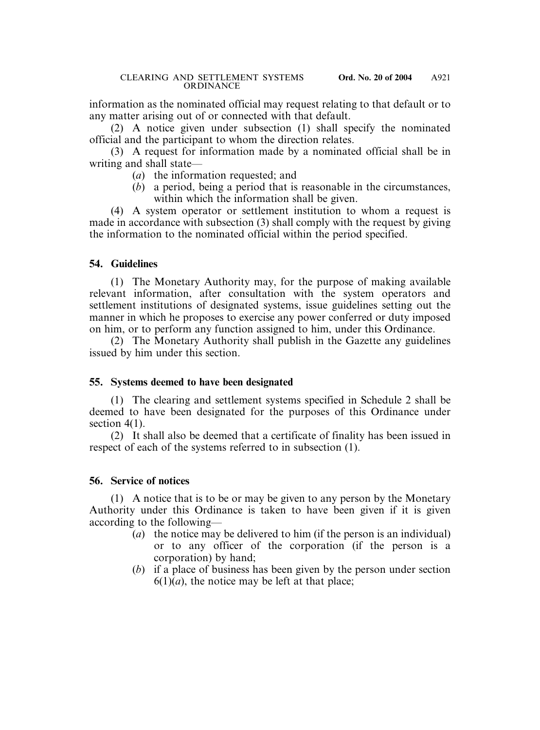information as the nominated official may request relating to that default or to any matter arising out of or connected with that default.

(2) A notice given under subsection (1) shall specify the nominated official and the participant to whom the direction relates.

(3) A request for information made by a nominated official shall be in writing and shall state—

- (*a*) the information requested; and
- (*b*) a period, being a period that is reasonable in the circumstances, within which the information shall be given.

(4) A system operator or settlement institution to whom a request is made in accordance with subsection (3) shall comply with the request by giving the information to the nominated official within the period specified.

### 54. Guidelines

(1) The Monetary Authority may, for the purpose of making available relevant information, after consultation with the system operators and settlement institutions of designated systems, issue guidelines setting out the manner in which he proposes to exercise any power conferred or duty imposed on him, or to perform any function assigned to him, under this Ordinance.

(2) The Monetary Authority shall publish in the Gazette any guidelines issued by him under this section.

### 55. Systems deemed to have been designated

(1) The clearing and settlement systems specified in Schedule 2 shall be deemed to have been designated for the purposes of this Ordinance under section 4(1).

(2) It shall also be deemed that a certificate of finality has been issued in respect of each of the systems referred to in subsection (1).

### 56. Service of notices

(1) A notice that is to be or may be given to any person by the Monetary Authority under this Ordinance is taken to have been given if it is given according to the following—

- (*a*) the notice may be delivered to him (if the person is an individual) or to any officer of the corporation (if the person is a corporation) by hand;
- (*b*) if a place of business has been given by the person under section 6(1)(*a*), the notice may be left at that place;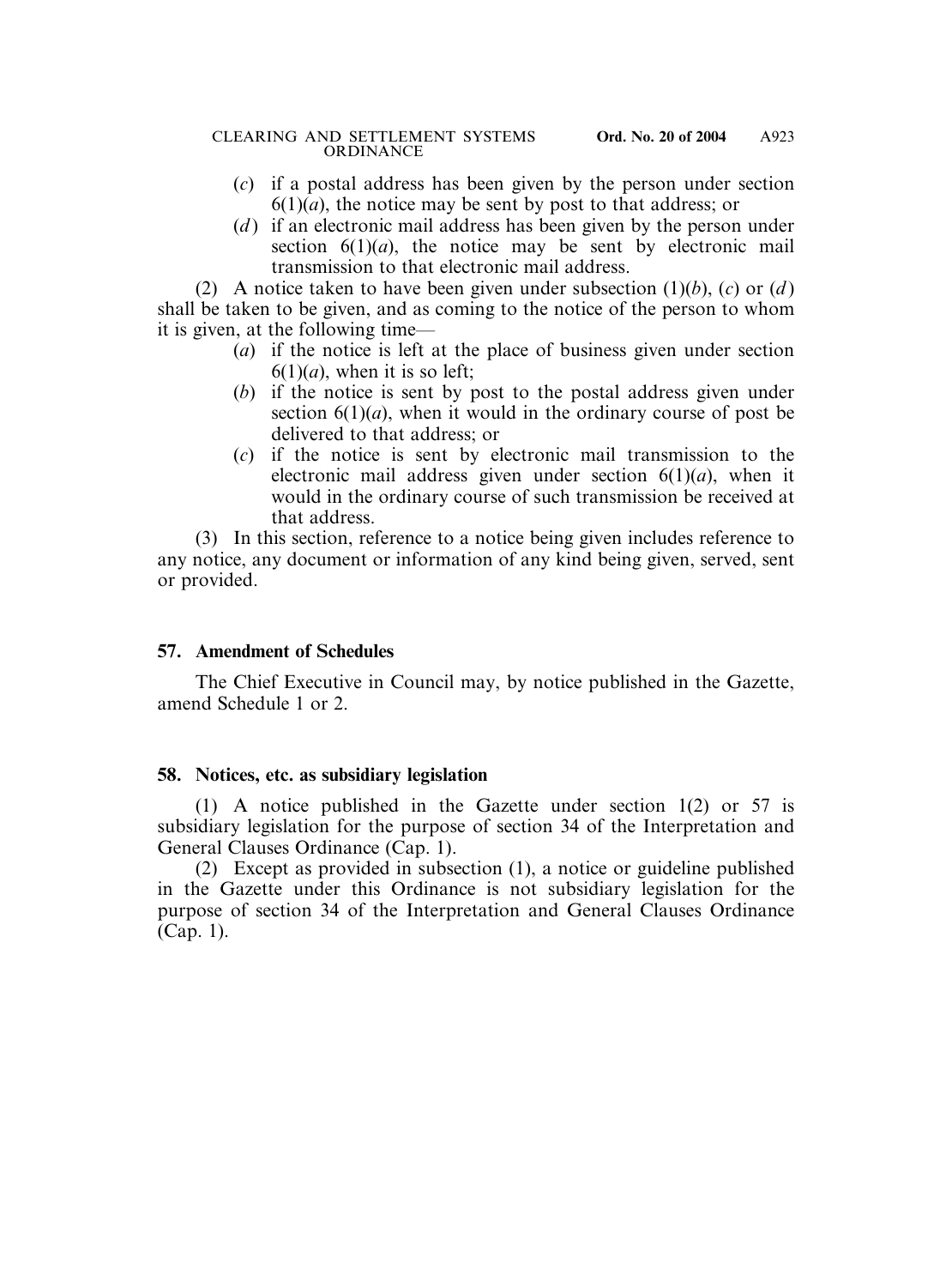(*c*) if a postal address has been given by the person under section 6(1)(*a*), the notice may be sent by post to that address; or

(*d*) if an electronic mail address has been given by the person under section 6(1)(*a*), the notice may be sent by electronic mail transmission to that electronic mail address.

(2) A notice taken to have been given under subsection (1)(*b*), (*c*) or (*d*) shall be taken to be given, and as coming to the notice of the person to whom it is given, at the following time—

(*a*) if the notice is left at the place of business given under section 6(1)(*a*), when it is so left;

(*b*) if the notice is sent by post to the postal address given under section 6(1)(*a*), when it would in the ordinary course of post be delivered to that address; or

(*c*) if the notice is sent by electronic mail transmission to the electronic mail address given under section 6(1)(*a*), when it would in the ordinary course of such transmission be received at that address.

(3) In this section, reference to a notice being given includes reference to any notice, any document or information of any kind being given, served, sent or provided.

**57. Amendment of Schedules**

The Chief Executive in Council may, by notice published in the Gazette, amend Schedule 1 or 2.

**58. Notices, etc. as subsidiary legislation**

(1) A notice published in the Gazette under section 1(2) or 57 is subsidiary legislation for the purpose of section 34 of the Interpretation and General Clauses Ordinance (Cap. 1).

(2) Except as provided in subsection (1), a notice or guideline published in the Gazette under this Ordinance is not subsidiary legislation for the purpose of section 34 of the Interpretation and General Clauses Ordinance (Cap. 1).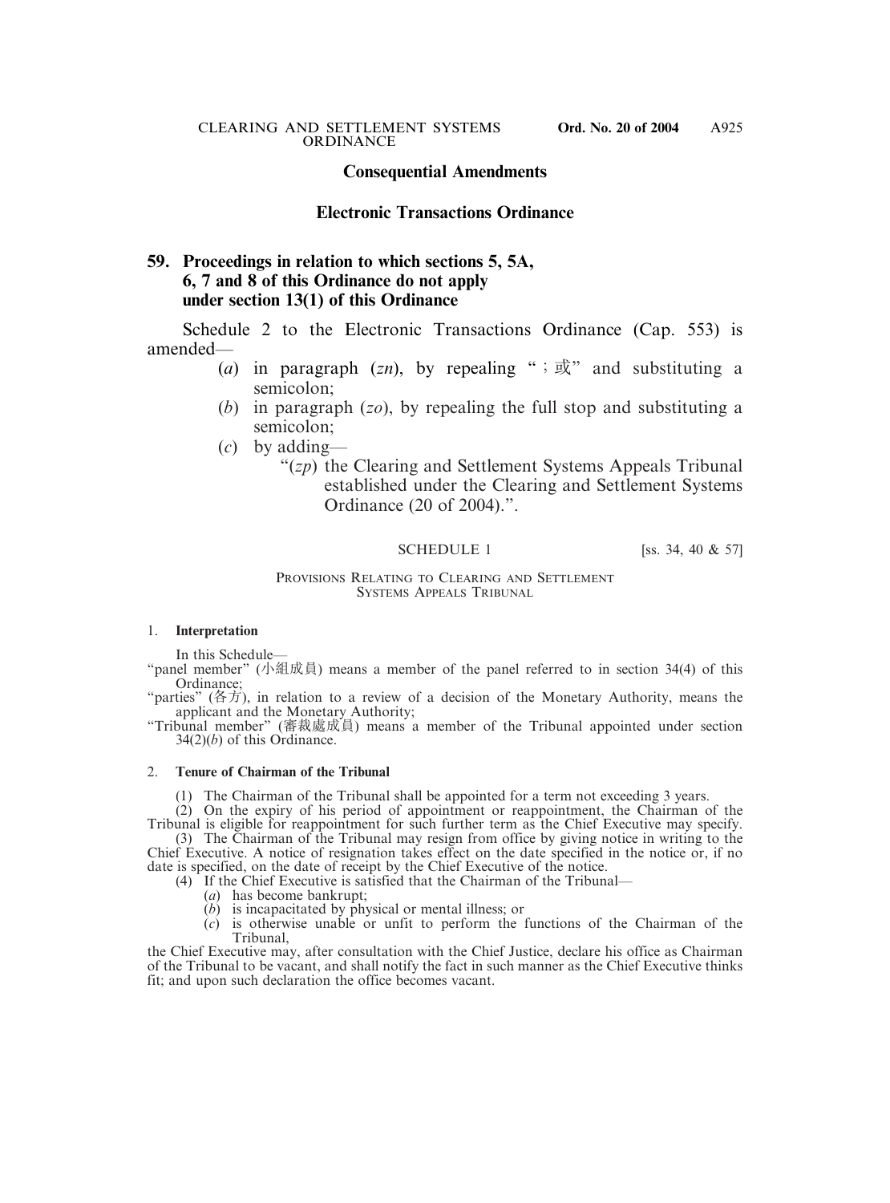## Consequential Amendments

### Electronic Transactions Ordinance

**59. Proceedings in relation to which sections 5, 5A, 6, 7 and 8 of this Ordinance do not apply under section 13(1) of this Ordinance**

Schedule 2 to the Electronic Transactions Ordinance (Cap. 553) is amended—

(*a*) in paragraph (*zn*), by repealing "；或" and substituting a semicolon;

(*b*) in paragraph (*zo*), by repealing the full stop and substituting a semicolon;

(*c*) by adding—

"(*zp*) the Clearing and Settlement Systems Appeals Tribunal established under the Clearing and Settlement Systems Ordinance (20 of 2004).".

SCHEDULE 1 [ss. 34, 40 & 57]

PROVISIONS RELATING TO CLEARING AND SETTLEMENT SYSTEMS APPEALS TRIBUNAL

1. **Interpretation**

In this Schedule—

"panel member" (小組成員) means a member of the panel referred to in section 34(4) of this Ordinance;

"parties" (各方), in relation to a review of a decision of the Monetary Authority, means the applicant and the Monetary Authority;

"Tribunal member" (審裁處成員) means a member of the Tribunal appointed under section 34(2)(*b*) of this Ordinance.

2. **Tenure of Chairman of the Tribunal**

(1) The Chairman of the Tribunal shall be appointed for a term not exceeding 3 years.

(2) On the expiry of his period of appointment or reappointment, the Chairman of the Tribunal is eligible for reappointment for such further term as the Chief Executive may specify.

(3) The Chairman of the Tribunal may resign from office by giving notice in writing to the Chief Executive. A notice of resignation takes effect on the date specified in the notice or, if no date is specified, on the date of receipt by the Chief Executive of the notice.

(4) If the Chief Executive is satisfied that the Chairman of the Tribunal—

(*a*) has become bankrupt;

(*b*) is incapacitated by physical or mental illness; or

(*c*) is otherwise unable or unfit to perform the functions of the Chairman of the Tribunal,

the Chief Executive may, after consultation with the Chief Justice, declare his office as Chairman of the Tribunal to be vacant, and shall notify the fact in such manner as the Chief Executive thinks fit; and upon such declaration the office becomes vacant.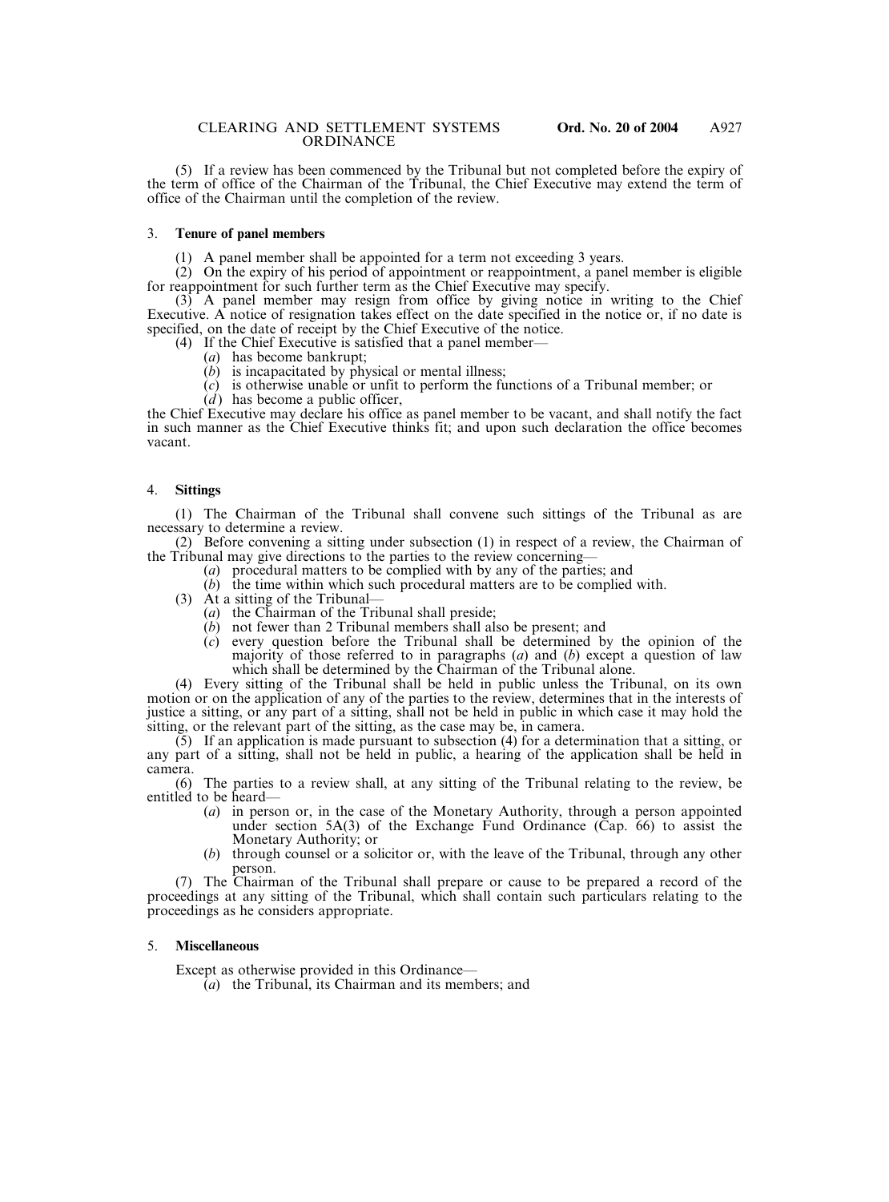(5) If a review has been commenced by the Tribunal but not completed before the expiry of the term of office of the Chairman of the Tribunal, the Chief Executive may extend the term of office of the Chairman until the completion of the review.

3. **Tenure of panel members**

(1) A panel member shall be appointed for a term not exceeding 3 years.

(2) On the expiry of his period of appointment or reappointment, a panel member is eligible for reappointment for such further term as the Chief Executive may specify.

(3) A panel member may resign from office by giving notice in writing to the Chief Executive. A notice of resignation takes effect on the date specified in the notice or, if no date is specified, on the date of receipt by the Chief Executive of the notice.

(4) If the Chief Executive is satisfied that a panel member—

(*a*) has become bankrupt;

(*b*) is incapacitated by physical or mental illness;

(*c*) is otherwise unable or unfit to perform the functions of a Tribunal member; or

(*d*) has become a public officer,

the Chief Executive may declare his office as panel member to be vacant, and shall notify the fact in such manner as the Chief Executive thinks fit; and upon such declaration the office becomes vacant.

4. **Sittings**

(1) The Chairman of the Tribunal shall convene such sittings of the Tribunal as are necessary to determine a review.

(2) Before convening a sitting under subsection (1) in respect of a review, the Chairman of the Tribunal may give directions to the parties to the review concerning—

(*a*) procedural matters to be complied with by any of the parties; and

(*b*) the time within which such procedural matters are to be complied with.

(3) At a sitting of the Tribunal—

(*a*) the Chairman of the Tribunal shall preside;

(*b*) not fewer than 2 Tribunal members shall also be present; and

(*c*) every question before the Tribunal shall be determined by the opinion of the majority of those referred to in paragraphs (*a*) and (*b*) except a question of law which shall be determined by the Chairman of the Tribunal alone.

(4) Every sitting of the Tribunal shall be held in public unless the Tribunal, on its own motion or on the application of any of the parties to the review, determines that in the interests of justice a sitting, or any part of a sitting, shall not be held in public in which case it may hold the sitting, or the relevant part of the sitting, as the case may be, in camera.

(5) If an application is made pursuant to subsection (4) for a determination that a sitting, or any part of a sitting, shall not be held in public, a hearing of the application shall be held in camera.

(6) The parties to a review shall, at any sitting of the Tribunal relating to the review, be entitled to be heard—

(*a*) in person or, in the case of the Monetary Authority, through a person appointed under section 5A(3) of the Exchange Fund Ordinance (Cap. 66) to assist the Monetary Authority; or

(*b*) through counsel or a solicitor or, with the leave of the Tribunal, through any other person.

(7) The Chairman of the Tribunal shall prepare or cause to be prepared a record of the proceedings at any sitting of the Tribunal, which shall contain such particulars relating to the proceedings as he considers appropriate.

5. **Miscellaneous**

Except as otherwise provided in this Ordinance—

(*a*) the Tribunal, its Chairman and its members; and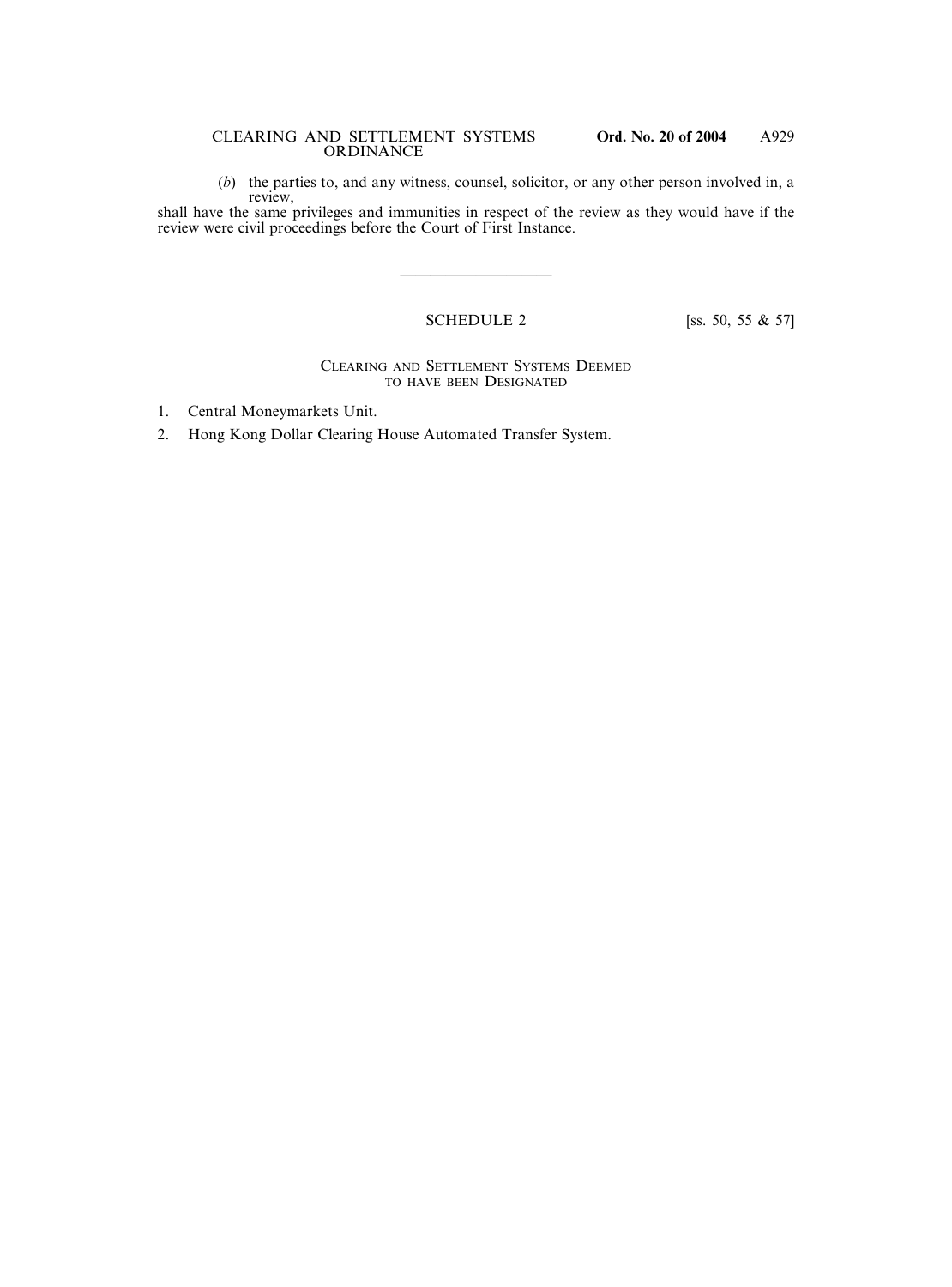(*b*) the parties to, and any witness, counsel, solicitor, or any other person involved in, a review,

shall have the same privileges and immunities in respect of the review as they would have if the review were civil proceedings before the Court of First Instance.

---

## SCHEDULE 2

[ss. 50, 55 & 57]

### Clearing and Settlement Systems Deemed to have been Designated

1. Central Moneymarkets Unit.
2. Hong Kong Dollar Clearing House Automated Transfer System.